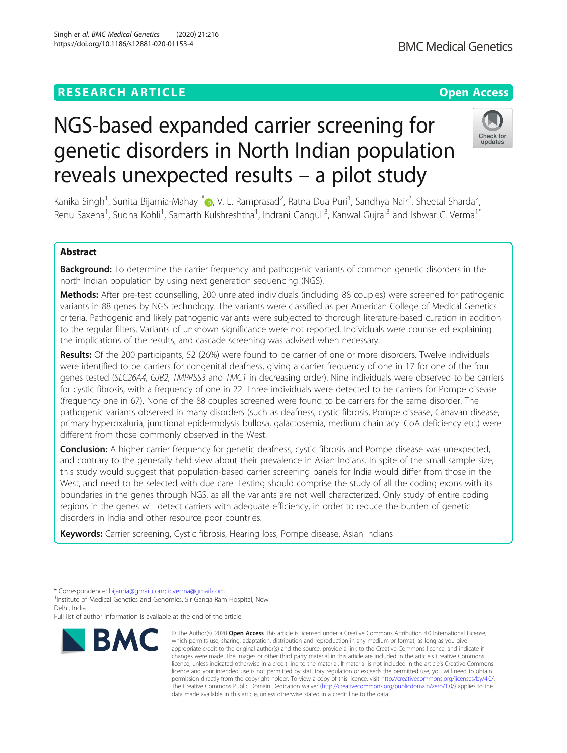RESEARCH ARTICLE

Open Access

# NGS-based expanded carrier screening for genetic disorders in North Indian population reveals unexpected results – a pilot study

Kanika Singh[1], Sunita Bijarnia-Mahay[1*], V. L. Ramprasad[2], Ratna Dua Puri[1], Sandhya Nair[2], Sheetal Sharda[2], Renu Saxena[1], Sudha Kohli[1], Samarth Kulshreshtha[1], Indrani Ganguli[3], Kanwal Gujral[3] and Ishwar C. Verma[1*]

## Abstract

**Background:** To determine the carrier frequency and pathogenic variants of common genetic disorders in the north Indian population by using next generation sequencing (NGS).

**Methods:** After pre-test counselling, 200 unrelated individuals (including 88 couples) were screened for pathogenic variants in 88 genes by NGS technology. The variants were classified as per American College of Medical Genetics criteria. Pathogenic and likely pathogenic variants were subjected to thorough literature-based curation in addition to the regular filters. Variants of unknown significance were not reported. Individuals were counselled explaining the implications of the results, and cascade screening was advised when necessary.

**Results:** Of the 200 participants, 52 (26%) were found to be carrier of one or more disorders. Twelve individuals were identified to be carriers for congenital deafness, giving a carrier frequency of one in 17 for one of the four genes tested (*SLC26A4, GJB2, TMPRSS3* and *TMC1* in decreasing order). Nine individuals were observed to be carriers for cystic fibrosis, with a frequency of one in 22. Three individuals were detected to be carriers for Pompe disease (frequency one in 67). None of the 88 couples screened were found to be carriers for the same disorder. The pathogenic variants observed in many disorders (such as deafness, cystic fibrosis, Pompe disease, Canavan disease, primary hyperoxaluria, junctional epidermolysis bullosa, galactosemia, medium chain acyl CoA deficiency etc.) were different from those commonly observed in the West.

**Conclusion:** A higher carrier frequency for genetic deafness, cystic fibrosis and Pompe disease was unexpected, and contrary to the generally held view about their prevalence in Asian Indians. In spite of the small sample size, this study would suggest that population-based carrier screening panels for India would differ from those in the West, and need to be selected with due care. Testing should comprise the study of all the coding exons with its boundaries in the genes through NGS, as all the variants are not well characterized. Only study of entire coding regions in the genes will detect carriers with adequate efficiency, in order to reduce the burden of genetic disorders in India and other resource poor countries.

**Keywords:** Carrier screening, Cystic fibrosis, Hearing loss, Pompe disease, Asian Indians

* Correspondence: bijarnia@gmail.com; icverma@gmail.com
[1]Institute of Medical Genetics and Genomics, Sir Ganga Ram Hospital, New Delhi, India
Full list of author information is available at the end of the article

© The Author(s). 2020 **Open Access** This article is licensed under a Creative Commons Attribution 4.0 International License, which permits use, sharing, adaptation, distribution and reproduction in any medium or format, as long as you give appropriate credit to the original author(s) and the source, provide a link to the Creative Commons licence, and indicate if changes were made. The images or other third party material in this article are included in the article's Creative Commons licence, unless indicated otherwise in a credit line to the material. If material is not included in the article's Creative Commons licence and your intended use is not permitted by statutory regulation or exceeds the permitted use, you will need to obtain permission directly from the copyright holder. To view a copy of this licence, visit http://creativecommons.org/licenses/by/4.0/. The Creative Commons Public Domain Dedication waiver (http://creativecommons.org/publicdomain/zero/1.0/) applies to the data made available in this article, unless otherwise stated in a credit line to the data.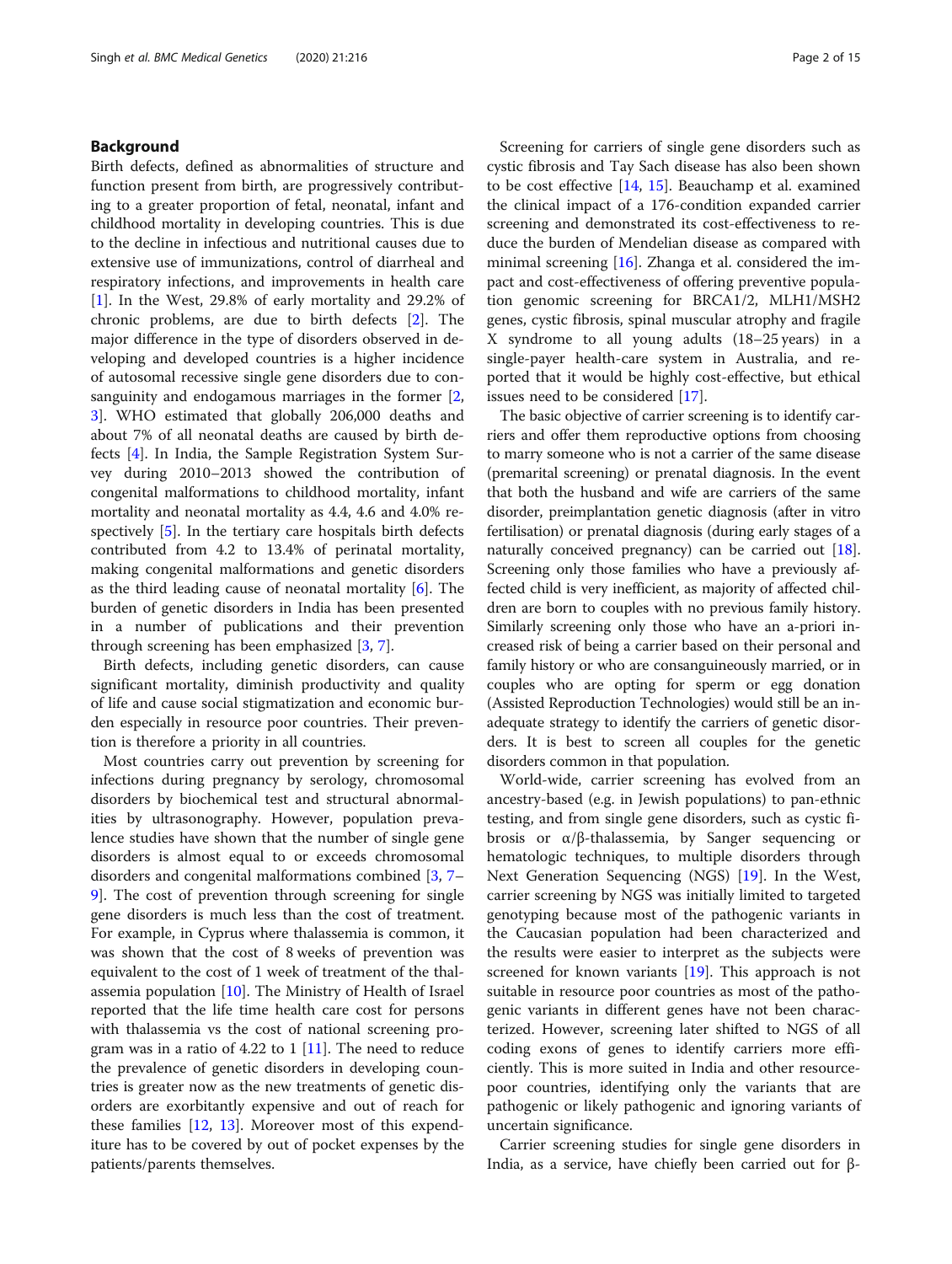## Background

Birth defects, defined as abnormalities of structure and function present from birth, are progressively contributing to a greater proportion of fetal, neonatal, infant and childhood mortality in developing countries. This is due to the decline in infectious and nutritional causes due to extensive use of immunizations, control of diarrheal and respiratory infections, and improvements in health care [1]. In the West, 29.8% of early mortality and 29.2% of chronic problems, are due to birth defects [2]. The major difference in the type of disorders observed in developing and developed countries is a higher incidence of autosomal recessive single gene disorders due to consanguinity and endogamous marriages in the former [2, 3]. WHO estimated that globally 206,000 deaths and about 7% of all neonatal deaths are caused by birth defects [4]. In India, the Sample Registration System Survey during 2010–2013 showed the contribution of congenital malformations to childhood mortality, infant mortality and neonatal mortality as 4.4, 4.6 and 4.0% respectively [5]. In the tertiary care hospitals birth defects contributed from 4.2 to 13.4% of perinatal mortality, making congenital malformations and genetic disorders as the third leading cause of neonatal mortality [6]. The burden of genetic disorders in India has been presented in a number of publications and their prevention through screening has been emphasized [3, 7].

Birth defects, including genetic disorders, can cause significant mortality, diminish productivity and quality of life and cause social stigmatization and economic burden especially in resource poor countries. Their prevention is therefore a priority in all countries.

Most countries carry out prevention by screening for infections during pregnancy by serology, chromosomal disorders by biochemical test and structural abnormalities by ultrasonography. However, population prevalence studies have shown that the number of single gene disorders is almost equal to or exceeds chromosomal disorders and congenital malformations combined [3, 7–9]. The cost of prevention through screening for single gene disorders is much less than the cost of treatment. For example, in Cyprus where thalassemia is common, it was shown that the cost of 8 weeks of prevention was equivalent to the cost of 1 week of treatment of the thalassemia population [10]. The Ministry of Health of Israel reported that the life time health care cost for persons with thalassemia vs the cost of national screening program was in a ratio of 4.22 to 1 [11]. The need to reduce the prevalence of genetic disorders in developing countries is greater now as the new treatments of genetic disorders are exorbitantly expensive and out of reach for these families [12, 13]. Moreover most of this expenditure has to be covered by out of pocket expenses by the patients/parents themselves.

Screening for carriers of single gene disorders such as cystic fibrosis and Tay Sach disease has also been shown to be cost effective [14, 15]. Beauchamp et al. examined the clinical impact of a 176-condition expanded carrier screening and demonstrated its cost-effectiveness to reduce the burden of Mendelian disease as compared with minimal screening [16]. Zhanga et al. considered the impact and cost-effectiveness of offering preventive population genomic screening for BRCA1/2, MLH1/MSH2 genes, cystic fibrosis, spinal muscular atrophy and fragile X syndrome to all young adults (18–25 years) in a single-payer health-care system in Australia, and reported that it would be highly cost-effective, but ethical issues need to be considered [17].

The basic objective of carrier screening is to identify carriers and offer them reproductive options from choosing to marry someone who is not a carrier of the same disease (premarital screening) or prenatal diagnosis. In the event that both the husband and wife are carriers of the same disorder, preimplantation genetic diagnosis (after in vitro fertilisation) or prenatal diagnosis (during early stages of a naturally conceived pregnancy) can be carried out [18]. Screening only those families who have a previously affected child is very inefficient, as majority of affected children are born to couples with no previous family history. Similarly screening only those who have an a-priori increased risk of being a carrier based on their personal and family history or who are consanguineously married, or in couples who are opting for sperm or egg donation (Assisted Reproduction Technologies) would still be an inadequate strategy to identify the carriers of genetic disorders. It is best to screen all couples for the genetic disorders common in that population.

World-wide, carrier screening has evolved from an ancestry-based (e.g. in Jewish populations) to pan-ethnic testing, and from single gene disorders, such as cystic fibrosis or α/β-thalassemia, by Sanger sequencing or hematologic techniques, to multiple disorders through Next Generation Sequencing (NGS) [19]. In the West, carrier screening by NGS was initially limited to targeted genotyping because most of the pathogenic variants in the Caucasian population had been characterized and the results were easier to interpret as the subjects were screened for known variants [19]. This approach is not suitable in resource poor countries as most of the pathogenic variants in different genes have not been characterized. However, screening later shifted to NGS of all coding exons of genes to identify carriers more efficiently. This is more suited in India and other resource-poor countries, identifying only the variants that are pathogenic or likely pathogenic and ignoring variants of uncertain significance.

Carrier screening studies for single gene disorders in India, as a service, have chiefly been carried out for β-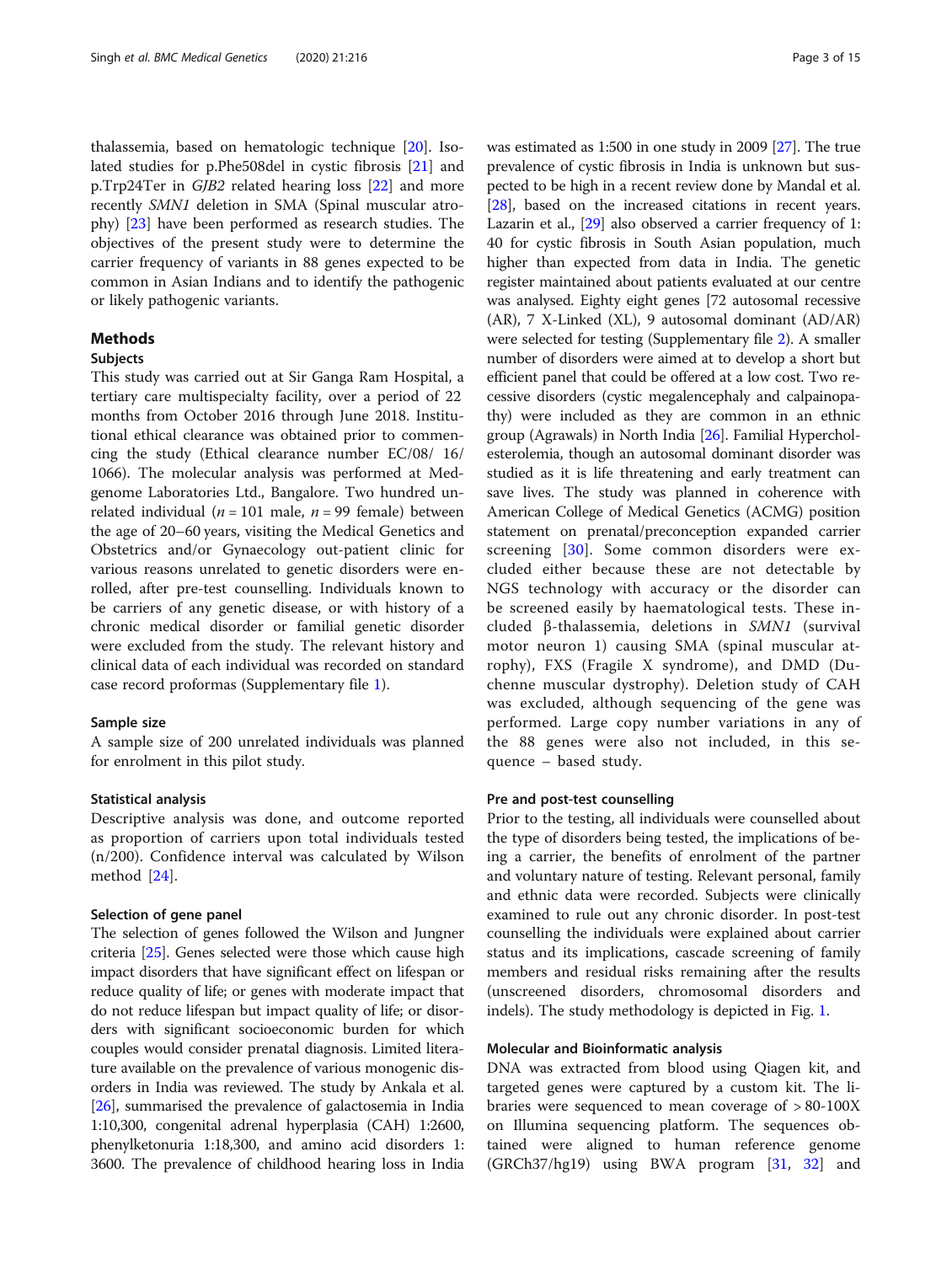thalassemia, based on hematologic technique [20]. Isolated studies for p.Phe508del in cystic fibrosis [21] and p.Trp24Ter in *GJB2* related hearing loss [22] and more recently *SMN1* deletion in SMA (Spinal muscular atrophy) [23] have been performed as research studies. The objectives of the present study were to determine the carrier frequency of variants in 88 genes expected to be common in Asian Indians and to identify the pathogenic or likely pathogenic variants.

## Methods

### Subjects

This study was carried out at Sir Ganga Ram Hospital, a tertiary care multispecialty facility, over a period of 22 months from October 2016 through June 2018. Institutional ethical clearance was obtained prior to commencing the study (Ethical clearance number EC/08/ 16/ 1066). The molecular analysis was performed at Medgenome Laboratories Ltd., Bangalore. Two hundred unrelated individual ($n = 101$ male, $n = 99$ female) between the age of 20–60 years, visiting the Medical Genetics and Obstetrics and/or Gynaecology out-patient clinic for various reasons unrelated to genetic disorders were enrolled, after pre-test counselling. Individuals known to be carriers of any genetic disease, or with history of a chronic medical disorder or familial genetic disorder were excluded from the study. The relevant history and clinical data of each individual was recorded on standard case record proformas (Supplementary file 1).

#### Sample size

A sample size of 200 unrelated individuals was planned for enrolment in this pilot study.

#### Statistical analysis

Descriptive analysis was done, and outcome reported as proportion of carriers upon total individuals tested (n/200). Confidence interval was calculated by Wilson method [24].

#### Selection of gene panel

The selection of genes followed the Wilson and Jungner criteria [25]. Genes selected were those which cause high impact disorders that have significant effect on lifespan or reduce quality of life; or genes with moderate impact that do not reduce lifespan but impact quality of life; or disorders with significant socioeconomic burden for which couples would consider prenatal diagnosis. Limited literature available on the prevalence of various monogenic disorders in India was reviewed. The study by Ankala et al. [26], summarised the prevalence of galactosemia in India 1:10,300, congenital adrenal hyperplasia (CAH) 1:2600, phenylketonuria 1:18,300, and amino acid disorders 1: 3600. The prevalence of childhood hearing loss in India was estimated as 1:500 in one study in 2009 [27]. The true prevalence of cystic fibrosis in India is unknown but suspected to be high in a recent review done by Mandal et al. [28], based on the increased citations in recent years. Lazarin et al., [29] also observed a carrier frequency of 1: 40 for cystic fibrosis in South Asian population, much higher than expected from data in India. The genetic register maintained about patients evaluated at our centre was analysed. Eighty eight genes [72 autosomal recessive (AR), 7 X-Linked (XL), 9 autosomal dominant (AD/AR) were selected for testing (Supplementary file 2). A smaller number of disorders were aimed at to develop a short but efficient panel that could be offered at a low cost. Two recessive disorders (cystic megalencephaly and calpainopathy) were included as they are common in an ethnic group (Agrawals) in North India [26]. Familial Hypercholesterolemia, though an autosomal dominant disorder was studied as it is life threatening and early treatment can save lives. The study was planned in coherence with American College of Medical Genetics (ACMG) position statement on prenatal/preconception expanded carrier screening [30]. Some common disorders were excluded either because these are not detectable by NGS technology with accuracy or the disorder can be screened easily by haematological tests. These included β-thalassemia, deletions in *SMN1* (survival motor neuron 1) causing SMA (spinal muscular atrophy), FXS (Fragile X syndrome), and DMD (Duchenne muscular dystrophy). Deletion study of CAH was excluded, although sequencing of the gene was performed. Large copy number variations in any of the 88 genes were also not included, in this sequence – based study.

#### Pre and post-test counselling

Prior to the testing, all individuals were counselled about the type of disorders being tested, the implications of being a carrier, the benefits of enrolment of the partner and voluntary nature of testing. Relevant personal, family and ethnic data were recorded. Subjects were clinically examined to rule out any chronic disorder. In post-test counselling the individuals were explained about carrier status and its implications, cascade screening of family members and residual risks remaining after the results (unscreened disorders, chromosomal disorders and indels). The study methodology is depicted in Fig. 1.

#### Molecular and Bioinformatic analysis

DNA was extracted from blood using Qiagen kit, and targeted genes were captured by a custom kit. The libraries were sequenced to mean coverage of > 80-100X on Illumina sequencing platform. The sequences obtained were aligned to human reference genome (GRCh37/hg19) using BWA program [31, 32] and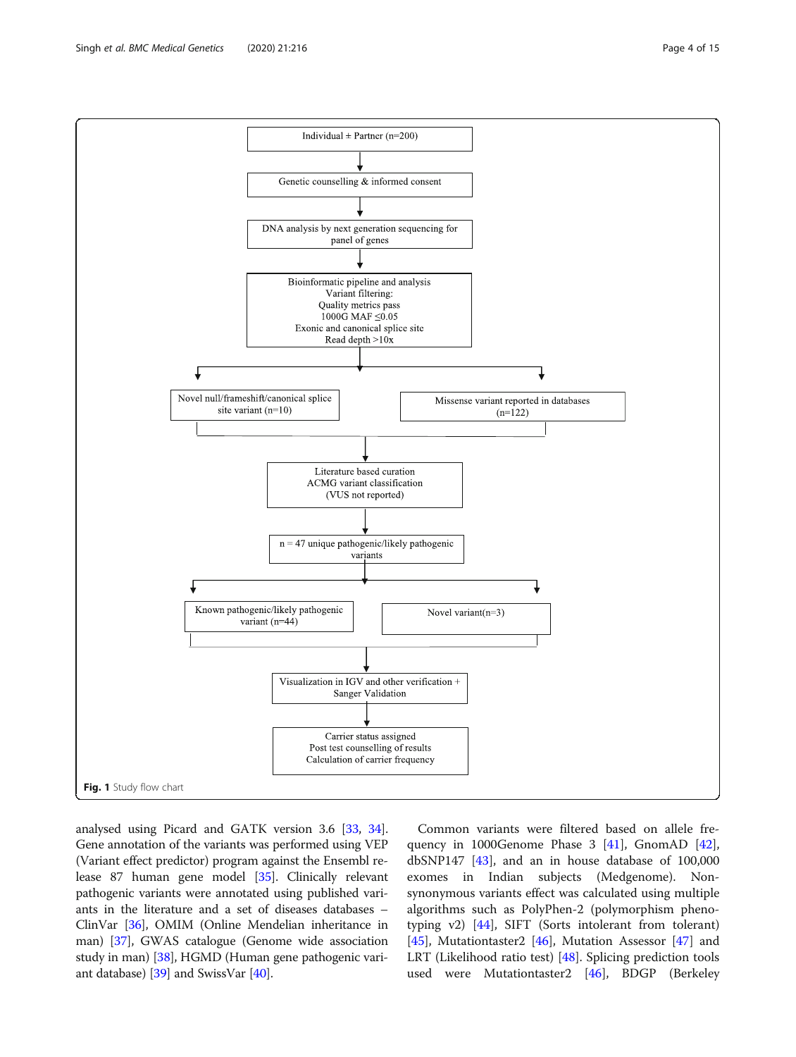Individual ± Partner (n=200)

Genetic counselling & informed consent

DNA analysis by next generation sequencing for panel of genes

Bioinformatic pipeline and analysis
Variant filtering:
Quality metrics pass
1000G MAF ≤0.05
Exonic and canonical splice site
Read depth >10x

Novel null/frameshift/canonical splice site variant (n=10)

Missense variant reported in databases (n=122)

Literature based curation
ACMG variant classification
(VUS not reported)

n = 47 unique pathogenic/likely pathogenic variants

Known pathogenic/likely pathogenic variant (n=44)

Novel variant(n=3)

Visualization in IGV and other verification + Sanger Validation

Carrier status assigned
Post test counselling of results
Calculation of carrier frequency

**Fig. 1** Study flow chart

analysed using Picard and GATK version 3.6 [33, 34]. Gene annotation of the variants was performed using VEP (Variant effect predictor) program against the Ensembl release 87 human gene model [35]. Clinically relevant pathogenic variants were annotated using published variants in the literature and a set of diseases databases – ClinVar [36], OMIM (Online Mendelian inheritance in man) [37], GWAS catalogue (Genome wide association study in man) [38], HGMD (Human gene pathogenic variant database) [39] and SwissVar [40].

Common variants were filtered based on allele frequency in 1000Genome Phase 3 [41], GnomAD [42], dbSNP147 [43], and an in house database of 100,000 exomes in Indian subjects (Medgenome). Non-synonymous variants effect was calculated using multiple algorithms such as PolyPhen-2 (polymorphism phenotyping v2) [44], SIFT (Sorts intolerant from tolerant) [45], Mutationtaster2 [46], Mutation Assessor [47] and LRT (Likelihood ratio test) [48]. Splicing prediction tools used were Mutationtaster2 [46], BDGP (Berkeley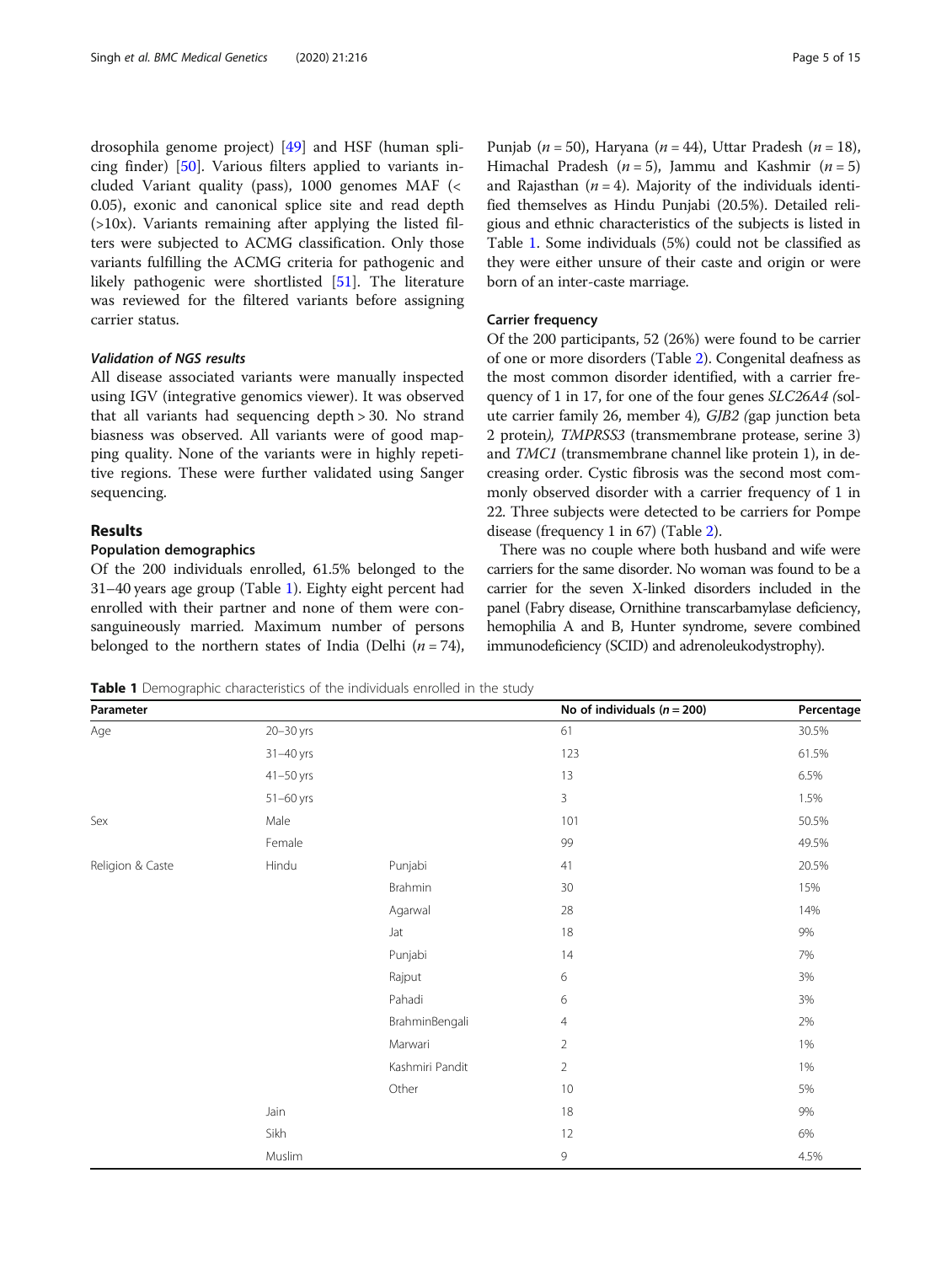drosophila genome project) [49] and HSF (human splicing finder) [50]. Various filters applied to variants included Variant quality (pass), 1000 genomes MAF (< 0.05), exonic and canonical splice site and read depth (>10x). Variants remaining after applying the listed filters were subjected to ACMG classification. Only those variants fulfilling the ACMG criteria for pathogenic and likely pathogenic were shortlisted [51]. The literature was reviewed for the filtered variants before assigning carrier status.

#### *Validation of NGS results*

All disease associated variants were manually inspected using IGV (integrative genomics viewer). It was observed that all variants had sequencing depth > 30. No strand biasness was observed. All variants were of good mapping quality. None of the variants were in highly repetitive regions. These were further validated using Sanger sequencing.

## Results

### Population demographics

Of the 200 individuals enrolled, 61.5% belonged to the 31–40 years age group (Table 1). Eighty eight percent had enrolled with their partner and none of them were consanguineously married. Maximum number of persons belonged to the northern states of India (Delhi ($n$ = 74), Punjab ($n$ = 50), Haryana ($n$ = 44), Uttar Pradesh ($n$ = 18), Himachal Pradesh ($n$ = 5), Jammu and Kashmir ($n$ = 5) and Rajasthan ($n$ = 4). Majority of the individuals identified themselves as Hindu Punjabi (20.5%). Detailed religious and ethnic characteristics of the subjects is listed in Table 1. Some individuals (5%) could not be classified as they were either unsure of their caste and origin or were born of an inter-caste marriage.

### Carrier frequency

Of the 200 participants, 52 (26%) were found to be carrier of one or more disorders (Table 2). Congenital deafness as the most common disorder identified, with a carrier frequency of 1 in 17, for one of the four genes *SLC26A4 (*solute carrier family 26, member 4)*, GJB2 (*gap junction beta 2 protein*), TMPRSS3* (transmembrane protease, serine 3) and *TMC1* (transmembrane channel like protein 1), in decreasing order. Cystic fibrosis was the second most commonly observed disorder with a carrier frequency of 1 in 22. Three subjects were detected to be carriers for Pompe disease (frequency 1 in 67) (Table 2).

There was no couple where both husband and wife were carriers for the same disorder. No woman was found to be a carrier for the seven X-linked disorders included in the panel (Fabry disease, Ornithine transcarbamylase deficiency, hemophilia A and B, Hunter syndrome, severe combined immunodeficiency (SCID) and adrenoleukodystrophy).

**Table 1** Demographic characteristics of the individuals enrolled in the study

| Parameter | | | No of individuals ($n$ = 200) | Percentage |
|---|---|---|---|---|
| Age | 20–30 yrs | | 61 | 30.5% |
| | 31–40 yrs | | 123 | 61.5% |
| | 41–50 yrs | | 13 | 6.5% |
| | 51–60 yrs | | 3 | 1.5% |
| Sex | Male | | 101 | 50.5% |
| | Female | | 99 | 49.5% |
| Religion & Caste | Hindu | Punjabi | 41 | 20.5% |
| | | Brahmin | 30 | 15% |
| | | Agarwal | 28 | 14% |
| | | Jat | 18 | 9% |
| | | Punjabi | 14 | 7% |
| | | Rajput | 6 | 3% |
| | | Pahadi | 6 | 3% |
| | | BrahminBengali | 4 | 2% |
| | | Marwari | 2 | 1% |
| | | Kashmiri Pandit | 2 | 1% |
| | | Other | 10 | 5% |
| | Jain | | 18 | 9% |
| | Sikh | | 12 | 6% |
| | Muslim | | 9 | 4.5% |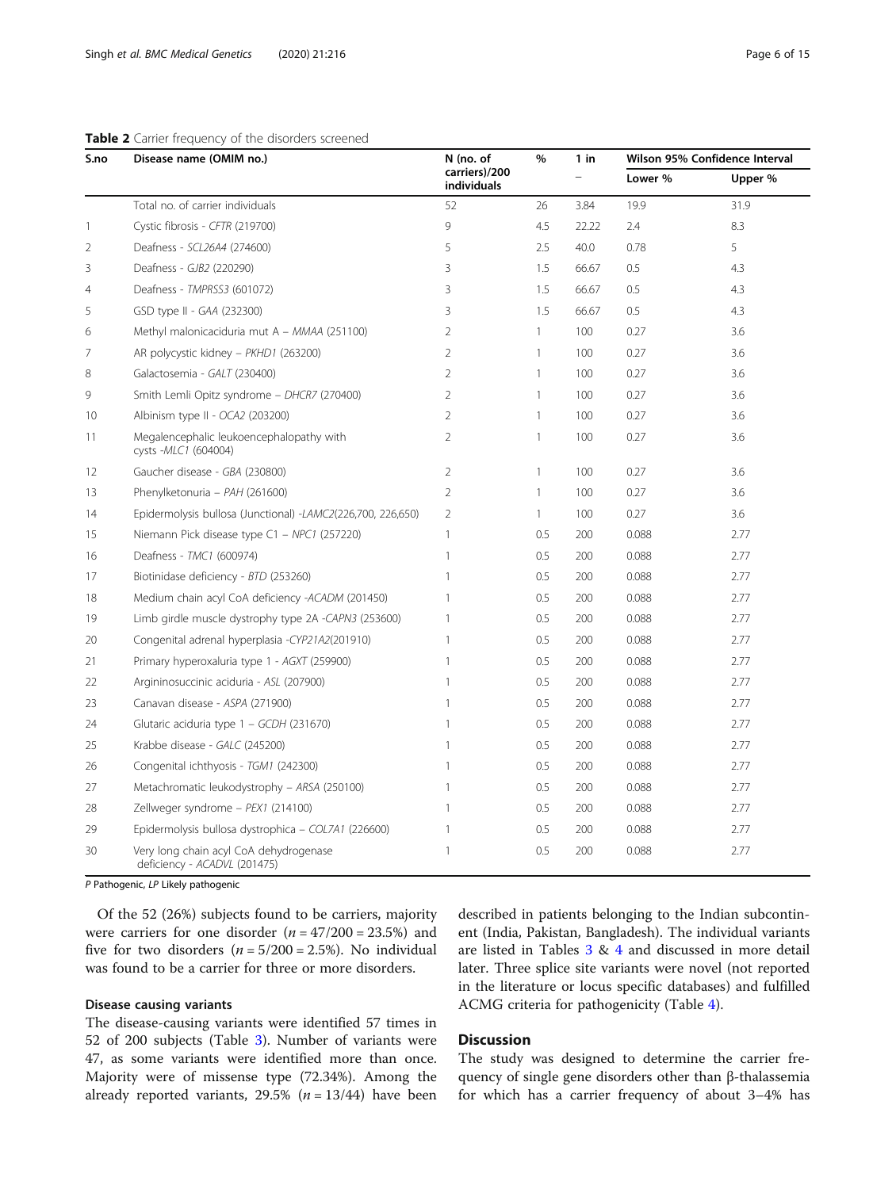**Table 2** Carrier frequency of the disorders screened

| S.no | Disease name (OMIM no.) | N (no. of carriers)/200 individuals | % | 1 in | Wilson 95% Confidence Interval | |
|---|---|---|---|---|---|---|
| | | | | – | Lower % | Upper % |
| | Total no. of carrier individuals | 52 | 26 | 3.84 | 19.9 | 31.9 |
| 1 | Cystic fibrosis - *CFTR* (219700) | 9 | 4.5 | 22.22 | 2.4 | 8.3 |
| 2 | Deafness - *SCL26A4* (274600) | 5 | 2.5 | 40.0 | 0.78 | 5 |
| 3 | Deafness - *GJB2* (220290) | 3 | 1.5 | 66.67 | 0.5 | 4.3 |
| 4 | Deafness - *TMPRSS3* (601072) | 3 | 1.5 | 66.67 | 0.5 | 4.3 |
| 5 | GSD type II - *GAA* (232300) | 3 | 1.5 | 66.67 | 0.5 | 4.3 |
| 6 | Methyl malonicaciduria mut A – *MMAA* (251100) | 2 | 1 | 100 | 0.27 | 3.6 |
| 7 | AR polycystic kidney – *PKHD1* (263200) | 2 | 1 | 100 | 0.27 | 3.6 |
| 8 | Galactosemia - *GALT* (230400) | 2 | 1 | 100 | 0.27 | 3.6 |
| 9 | Smith Lemli Opitz syndrome – *DHCR7* (270400) | 2 | 1 | 100 | 0.27 | 3.6 |
| 10 | Albinism type II - *OCA2* (203200) | 2 | 1 | 100 | 0.27 | 3.6 |
| 11 | Megalencephalic leukoencephalopathy with cysts -*MLC1* (604004) | 2 | 1 | 100 | 0.27 | 3.6 |
| 12 | Gaucher disease - *GBA* (230800) | 2 | 1 | 100 | 0.27 | 3.6 |
| 13 | Phenylketonuria – *PAH* (261600) | 2 | 1 | 100 | 0.27 | 3.6 |
| 14 | Epidermolysis bullosa (Junctional) -*LAMC2*(226,700, 226,650) | 2 | 1 | 100 | 0.27 | 3.6 |
| 15 | Niemann Pick disease type C1 – *NPC1* (257220) | 1 | 0.5 | 200 | 0.088 | 2.77 |
| 16 | Deafness - *TMC1* (600974) | 1 | 0.5 | 200 | 0.088 | 2.77 |
| 17 | Biotinidase deficiency - *BTD* (253260) | 1 | 0.5 | 200 | 0.088 | 2.77 |
| 18 | Medium chain acyl CoA deficiency -*ACADM* (201450) | 1 | 0.5 | 200 | 0.088 | 2.77 |
| 19 | Limb girdle muscle dystrophy type 2A -*CAPN3* (253600) | 1 | 0.5 | 200 | 0.088 | 2.77 |
| 20 | Congenital adrenal hyperplasia -*CYP21A2*(201910) | 1 | 0.5 | 200 | 0.088 | 2.77 |
| 21 | Primary hyperoxaluria type 1 - *AGXT* (259900) | 1 | 0.5 | 200 | 0.088 | 2.77 |
| 22 | Argininosuccinic aciduria - *ASL* (207900) | 1 | 0.5 | 200 | 0.088 | 2.77 |
| 23 | Canavan disease - *ASPA* (271900) | 1 | 0.5 | 200 | 0.088 | 2.77 |
| 24 | Glutaric aciduria type 1 – *GCDH* (231670) | 1 | 0.5 | 200 | 0.088 | 2.77 |
| 25 | Krabbe disease - *GALC* (245200) | 1 | 0.5 | 200 | 0.088 | 2.77 |
| 26 | Congenital ichthyosis - *TGM1* (242300) | 1 | 0.5 | 200 | 0.088 | 2.77 |
| 27 | Metachromatic leukodystrophy – *ARSA* (250100) | 1 | 0.5 | 200 | 0.088 | 2.77 |
| 28 | Zellweger syndrome – *PEX1* (214100) | 1 | 0.5 | 200 | 0.088 | 2.77 |
| 29 | Epidermolysis bullosa dystrophica – *COL7A1* (226600) | 1 | 0.5 | 200 | 0.088 | 2.77 |
| 30 | Very long chain acyl CoA dehydrogenase deficiency - *ACADVL* (201475) | 1 | 0.5 | 200 | 0.088 | 2.77 |

*P* Pathogenic, *LP* Likely pathogenic

Of the 52 (26%) subjects found to be carriers, majority were carriers for one disorder ($n = 47/200 = 23.5\%$) and five for two disorders ($n = 5/200 = 2.5\%$). No individual was found to be a carrier for three or more disorders.

### Disease causing variants

The disease-causing variants were identified 57 times in 52 of 200 subjects (Table 3). Number of variants were 47, as some variants were identified more than once. Majority were of missense type (72.34%). Among the already reported variants, 29.5% ($n = 13/44$) have been described in patients belonging to the Indian subcontinent (India, Pakistan, Bangladesh). The individual variants are listed in Tables 3 & 4 and discussed in more detail later. Three splice site variants were novel (not reported in the literature or locus specific databases) and fulfilled ACMG criteria for pathogenicity (Table 4).

## Discussion

The study was designed to determine the carrier frequency of single gene disorders other than β-thalassemia for which has a carrier frequency of about 3–4% has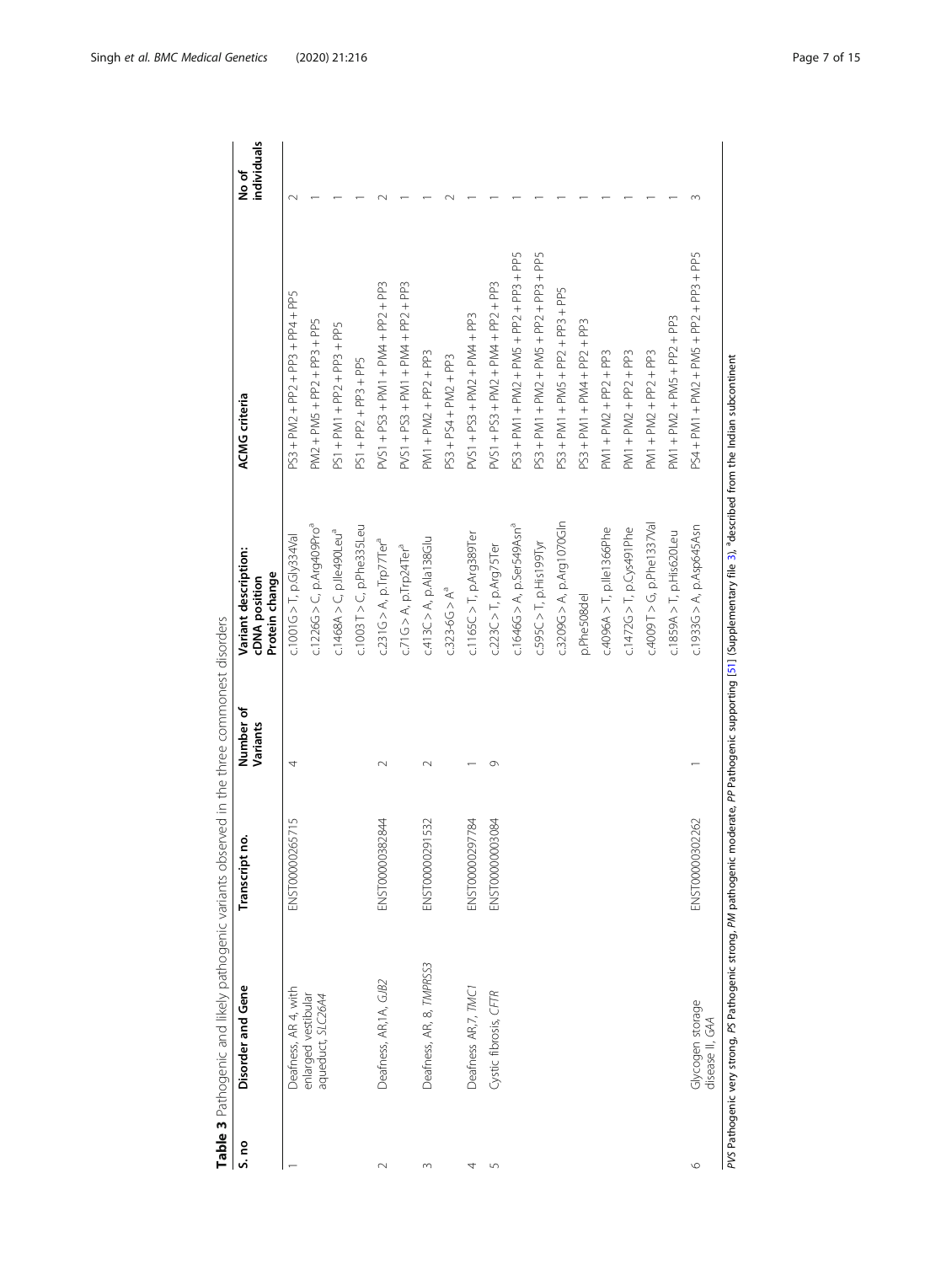**Table 3** Pathogenic and likely pathogenic variants observed in the three commonest disorders

| S. no | Disorder and Gene | Transcript no. | Number of Variants | Variant description: cDNA position Protein change | ACMG criteria | No of individuals |
|---|---|---|---|---|---|---|
| 1 | Deafness, AR 4, with enlarged vestibular aqueduct, *SLC26A4* | ENST00000265715 | 4 | c.1001G > T, p.Gly334Val | PS3 + PM2 + PP2 + PP3 + PP4 + PP5 | 2 |
| | | | | c.1226G > C, p.Arg409Pro[a] | PM2 + PM5 + PP2 + PP3 + PP5 | 1 |
| | | | | c.1468A > C, p.Ile490Leu[a] | PS1 + PM1 + PP2 + PP3 + PP5 | 1 |
| | | | | c.1003 T > C, p.Phe335Leu | PS1 + PP2 + PP3 + PP5 | 1 |
| 2 | Deafness, AR,1A, *GJB2* | ENST00000382844 | 2 | c.231G > A, p.Trp77Ter[a] | PVS1 + PS3 + PM1 + PM4 + PP2 + PP3 | 2 |
| | | | | c.71G > A, p.Trp24Ter[a] | PVS1 + PS3 + PM1 + PM4 + PP2 + PP3 | 1 |
| 3 | Deafness, AR, 8, *TMPRSS3* | ENST00000291532 | 2 | c.413C > A, p.Ala138Glu | PM1 + PM2 + PP2 + PP3 | 1 |
| | | | | c.323-6G > A[a] | PS3 + PS4 + PM2 + PP3 | 2 |
| 4 | Deafness AR,7, *TMC1* | ENST00000297784 | 1 | c.1165C > T, p.Arg389Ter | PVS1 + PS3 + PM2 + PM4 + PP3 | 1 |
| 5 | Cystic fibrosis, *CFTR* | ENST00000003084 | 9 | c.223C > T, p.Arg75Ter | PVS1 + PS3 + PM2 + PM4 + PP2 + PP3 | 1 |
| | | | | c.1646G > A, p.Ser549Asn[a] | PS3 + PM1 + PM2 + PM5 + PP2 + PP3 + PP5 | 1 |
| | | | | c.595C > T, p.His199Tyr | PS3 + PM1 + PM2 + PM5 + PP2 + PP3 + PP5 | 1 |
| | | | | c.3209G > A, p.Arg1070Gln | PS3 + PM1 + PM5 + PP2 + PP3 + PP5 | 1 |
| | | | | p.Phe508del | PS3 + PM1 + PM4 + PP2 + PP3 | 1 |
| | | | | c.4096A > T, p.Ile1366Phe | PM1 + PM2 + PP2 + PP3 | 1 |
| | | | | c.1472G > T, p.Cys491Phe | PM1 + PM2 + PP2 + PP3 | 1 |
| | | | | c.4009 T > G, p.Phe1337Val | PM1 + PM2 + PP2 + PP3 | 1 |
| | | | | c.1859A > T, p.His620Leu | PM1 + PM2 + PM5 + PP2 + PP3 | 1 |
| 6 | Glycogen storage disease II, *GAA* | ENST00000302262 | 1 | c.1933G > A, p.Asp645Asn | PS4 + PM1 + PM2 + PM5 + PP2 + PP3 + PP5 | 3 |

*PVS* Pathogenic very strong, *PS* Pathogenic strong, *PM* pathogenic moderate, *PP* Pathogenic supporting [51] (Supplementary file 3), [a]described from the Indian subcontinent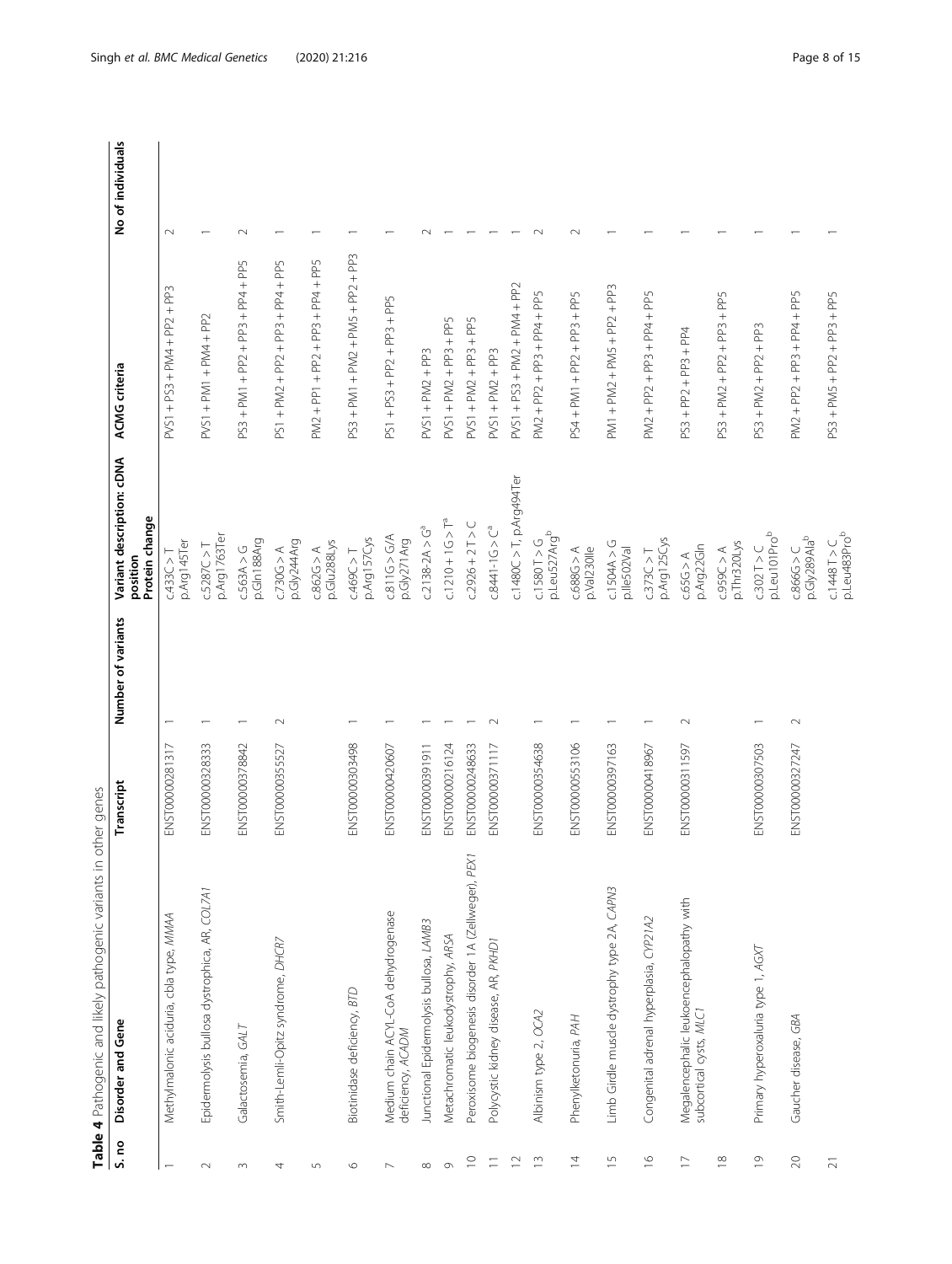**Table 4** Pathogenic and likely pathogenic variants in other genes

| S. no | Disorder and Gene | Transcript | Number of variants | Variant description: cDNA position Protein change | ACMG criteria | No of individuals |
|---|---|---|---|---|---|---|
| 1 | Methylmalonic aciduria, cblA type, *MMAA* | ENST00000281317 | 1 | c.433C > T p.Arg145Ter | PVS1 + PS3 + PM4 + PP2 + PP3 | 2 |
| 2 | Epidermolysis bullosa dystrophica, AR, *COL7A1* | ENST00000328333 | 1 | c.5287C > T p.Arg1763Ter | PVS1 + PM1 + PM4 + PP2 | 1 |
| 3 | Galactosemia, *GALT* | ENST00000378842 | 1 | c.563A > G p.Gln188Arg | PS3 + PM1 + PP2 + PP3 + PP4 + PP5 | 2 |
| 4 | Smith-Lemli-Opitz syndrome, *DHCR7* | ENST00000355527 | 2 | c.730G > A p.Gly244Arg | PS1 + PM2 + PP2 + PP3 + PP4 + PP5 | 1 |
| 5 | | | | c.862G > A p.Glu288Lys | PM2 + PP1 + PP2 + PP3 + PP4 + PP5 | 1 |
| 6 | Biotinidase deficiency, *BTD* | ENST00000303498 | 1 | c.469C > T p.Arg157Cys | PS3 + PM1 + PM2 + PM5 + PP2 + PP3 | 1 |
| 7 | Medium chain ACYL-CoA dehydrogenase deficiency, *ACADM* | ENST00000420607 | 1 | c.811G > G/A p.Gly271Arg | PS1 + PS3 + PP2 + PP3 + PP5 | 1 |
| 8 | Junctional Epidermolysis bullosa, *LAMB3* | ENST00000391911 | 1 | c.2138-2A > G[a] | PVS1 + PM2 + PP3 | 2 |
| 9 | Metachromatic leukodystrophy, *ARSA* | ENST00000216124 | 1 | c.1210 + 1G > T[a] | PVS1 + PM2 + PP3 + PP5 | 1 |
| 10 | Peroxisome biogenesis disorder 1A (Zellweger), *PEX1* | ENST00000248633 | 1 | c.2926 + 2T > C | PVS1 + PM2 + PP3 + PP5 | 1 |
| 11 | Polycystic kidney disease, AR, *PKHD1* | ENST00000371117 | 2 | c.8441-1G > C[a] | PVS1 + PM2 + PP3 | 1 |
| 12 | | | | c.1480C > T, p.Arg494Ter | PVS1 + PS3 + PM2 + PM4 + PP2 | 1 |
| 13 | Albinism type 2, *OCA2* | ENST00000354638 | 1 | c.1580T > G p.Leu527Arg[b] | PM2 + PP2 + PP3 + PP4 + PP5 | 2 |
| 14 | Phenylketonuria, *PAH* | ENST00000553106 | 1 | c.688G > A p.Val230Ile | PS4 + PM1 + PP2 + PP3 + PP5 | 2 |
| 15 | Limb Girdle muscle dystrophy type 2A, *CAPN3* | ENST00000397163 | 1 | c.1504A > G p.Ile502Val | PM1 + PM2 + PM5 + PP2 + PP3 | 1 |
| 16 | Congenital adrenal hyperplasia, *CYP21A2* | ENST00000418967 | 1 | c.373C > T p.Arg125Cys | PM2 + PP2 + PP3 + PP4 + PP5 | 1 |
| 17 | Megalencephalic leukoencephalopathy with subcortical cysts, *MLC1* | ENST00000311597 | 2 | c.65G > A p.Arg22Gln | PS3 + PP2 + PP3 + PP4 | 1 |
| 18 | | | | c.959C > A p.Thr320Lys | PS3 + PM2 + PP2 + PP3 + PP5 | 1 |
| 19 | Primary hyperoxaluria type 1, *AGXT* | ENST00000307503 | 1 | c.302T > C p.Leu101Pro[b] | PS3 + PM2 + PP2 + PP3 | 1 |
| 20 | Gaucher disease, *GBA* | ENST00000327247 | 2 | c.866G > C p.Gly289Ala[b] | PM2 + PP2 + PP3 + PP4 + PP5 | 1 |
| 21 | | | | c.1448T > C p.Leu483Pro[b] | PS3 + PM5 + PP2 + PP3 + PP5 | 1 |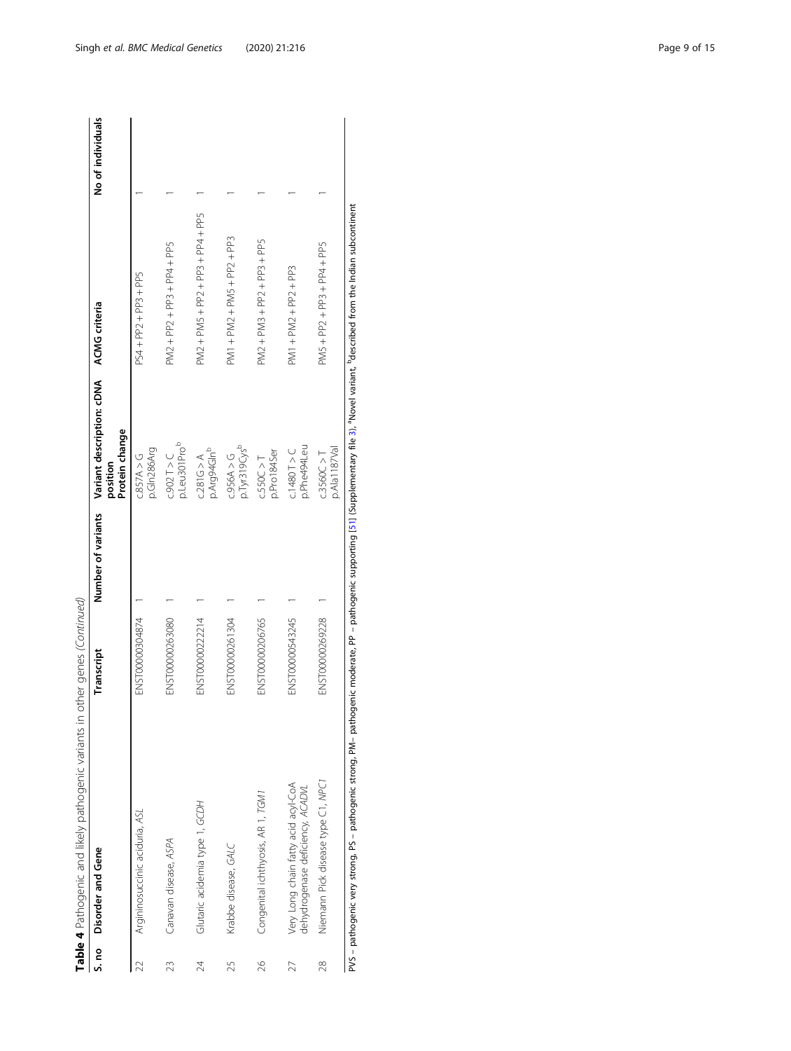**Table 4** Pathogenic and likely pathogenic variants in other genes (*Continued*)

| S. no | Disorder and Gene | Transcript | Number of variants | Variant description: cDNA position Protein change | ACMG criteria | No of individuals |
|---|---|---|---|---|---|---|
| 22 | Argininosuccinic aciduria, *ASL* | ENST00000304874 | 1 | c.857A > G p.Gln286Arg | PS4 + PP2 + PP3 + PP5 | 1 |
| 23 | Canavan disease, *ASPA* | ENST00000263080 | 1 | c.902 T > C p.Leu301Pro[b] | PM2 + PP2 + PP3 + PP4 + PP5 | 1 |
| 24 | Glutaric acidemia type 1, *GCDH* | ENST00000222214 | 1 | c.281G > A p.Arg94Gln[b] | PM2 + PM5 + PP2 + PP3 + PP4 + PP5 | 1 |
| 25 | Krabbe disease, *GALC* | ENST00000261304 | 1 | c.956A > G p.Tyr319Cys[b] | PM1 + PM2 + PM5 + PP2 + PP3 | 1 |
| 26 | Congenital ichthyosis, AR 1, *TGM1* | ENST00000206765 | 1 | c.550C > T p.Pro184Ser | PM2 + PM3 + PP2 + PP3 + PP5 | 1 |
| 27 | Very Long chain fatty acid acyl-CoA dehydrogenase deficiency, *ACADVL* | ENST00000543245 | 1 | c.1480 T > C p.Phe494Leu | PM1 + PM2 + PP2 + PP3 | 1 |
| 28 | Niemann Pick disease type C1, *NPC1* | ENST00000269228 | 1 | c.3560C > T p.Ala1187Val | PM5 + PP2 + PP3 + PP4 + PP5 | 1 |

PVS – pathogenic very strong, PS – pathogenic strong, PM– pathogenic moderate, PP – pathogenic supporting [51] (Supplementary file 3), [a]Novel variant, [b]described from the Indian subcontinent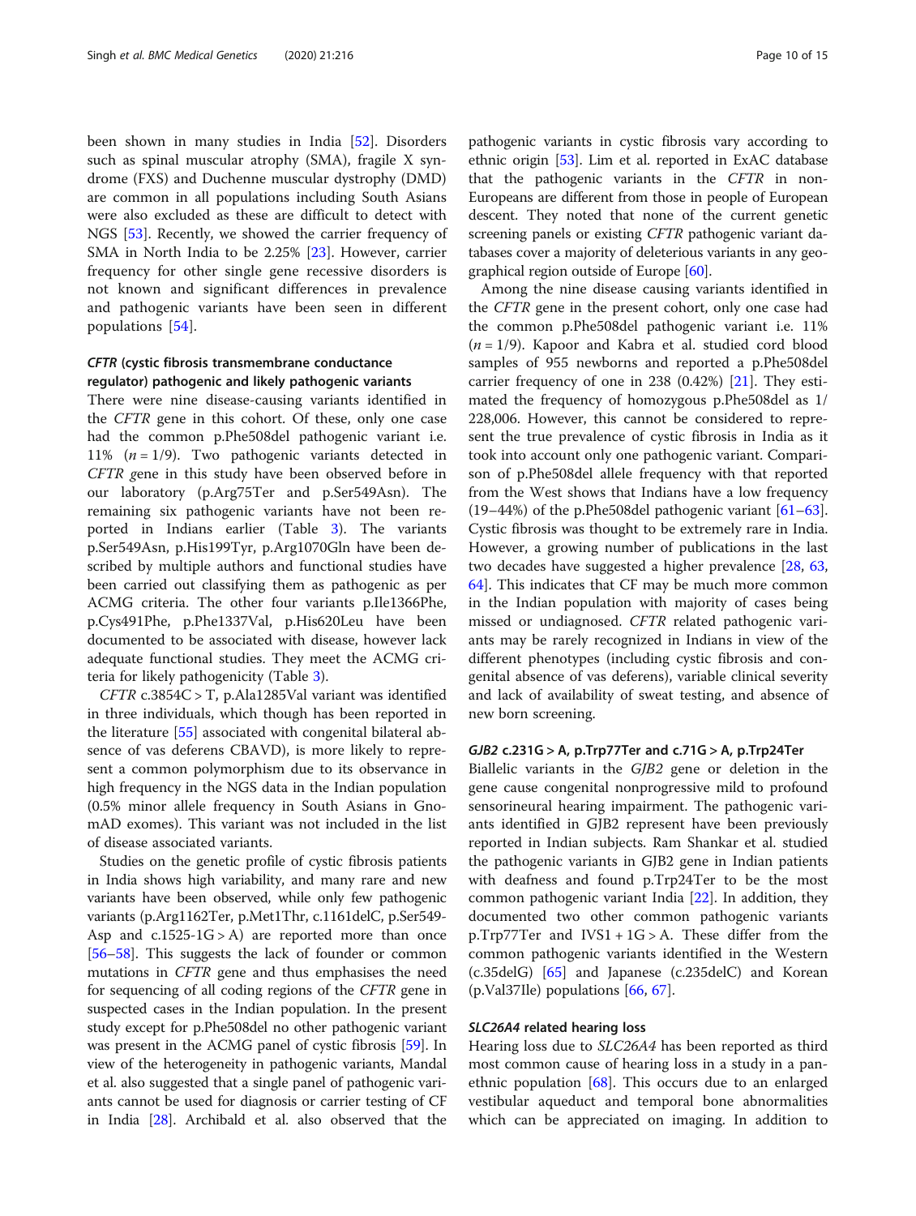been shown in many studies in India [52]. Disorders such as spinal muscular atrophy (SMA), fragile X syndrome (FXS) and Duchenne muscular dystrophy (DMD) are common in all populations including South Asians were also excluded as these are difficult to detect with NGS [53]. Recently, we showed the carrier frequency of SMA in North India to be 2.25% [23]. However, carrier frequency for other single gene recessive disorders is not known and significant differences in prevalence and pathogenic variants have been seen in different populations [54].

### *CFTR* (cystic fibrosis transmembrane conductance regulator) pathogenic and likely pathogenic variants

There were nine disease-causing variants identified in the *CFTR* gene in this cohort. Of these, only one case had the common p.Phe508del pathogenic variant i.e. 11% ($n = 1/9$). Two pathogenic variants detected in *CFTR* gene in this study have been observed before in our laboratory (p.Arg75Ter and p.Ser549Asn). The remaining six pathogenic variants have not been reported in Indians earlier (Table 3). The variants p.Ser549Asn, p.His199Tyr, p.Arg1070Gln have been described by multiple authors and functional studies have been carried out classifying them as pathogenic as per ACMG criteria. The other four variants p.Ile1366Phe, p.Cys491Phe, p.Phe1337Val, p.His620Leu have been documented to be associated with disease, however lack adequate functional studies. They meet the ACMG criteria for likely pathogenicity (Table 3).

*CFTR* c.3854C > T, p.Ala1285Val variant was identified in three individuals, which though has been reported in the literature [55] associated with congenital bilateral absence of vas deferens CBAVD), is more likely to represent a common polymorphism due to its observance in high frequency in the NGS data in the Indian population (0.5% minor allele frequency in South Asians in GnomAD exomes). This variant was not included in the list of disease associated variants.

Studies on the genetic profile of cystic fibrosis patients in India shows high variability, and many rare and new variants have been observed, while only few pathogenic variants (p.Arg1162Ter, p.Met1Thr, c.1161delC, p.Ser549-Asp and c.1525-1G > A) are reported more than once [56–58]. This suggests the lack of founder or common mutations in *CFTR* gene and thus emphasises the need for sequencing of all coding regions of the *CFTR* gene in suspected cases in the Indian population. In the present study except for p.Phe508del no other pathogenic variant was present in the ACMG panel of cystic fibrosis [59]. In view of the heterogeneity in pathogenic variants, Mandal et al. also suggested that a single panel of pathogenic variants cannot be used for diagnosis or carrier testing of CF in India [28]. Archibald et al. also observed that the pathogenic variants in cystic fibrosis vary according to ethnic origin [53]. Lim et al. reported in ExAC database that the pathogenic variants in the *CFTR* in non-Europeans are different from those in people of European descent. They noted that none of the current genetic screening panels or existing *CFTR* pathogenic variant databases cover a majority of deleterious variants in any geographical region outside of Europe [60].

Among the nine disease causing variants identified in the *CFTR* gene in the present cohort, only one case had the common p.Phe508del pathogenic variant i.e. 11% ($n = 1/9$). Kapoor and Kabra et al. studied cord blood samples of 955 newborns and reported a p.Phe508del carrier frequency of one in 238 (0.42%) [21]. They estimated the frequency of homozygous p.Phe508del as 1/228,006. However, this cannot be considered to represent the true prevalence of cystic fibrosis in India as it took into account only one pathogenic variant. Comparison of p.Phe508del allele frequency with that reported from the West shows that Indians have a low frequency (19–44%) of the p.Phe508del pathogenic variant [61–63]. Cystic fibrosis was thought to be extremely rare in India. However, a growing number of publications in the last two decades have suggested a higher prevalence [28, 63, 64]. This indicates that CF may be much more common in the Indian population with majority of cases being missed or undiagnosed. *CFTR* related pathogenic variants may be rarely recognized in Indians in view of the different phenotypes (including cystic fibrosis and congenital absence of vas deferens), variable clinical severity and lack of availability of sweat testing, and absence of new born screening.

### *GJB2* c.231G > A, p.Trp77Ter and c.71G > A, p.Trp24Ter

Biallelic variants in the *GJB2* gene or deletion in the gene cause congenital nonprogressive mild to profound sensorineural hearing impairment. The pathogenic variants identified in GJB2 represent have been previously reported in Indian subjects. Ram Shankar et al. studied the pathogenic variants in GJB2 gene in Indian patients with deafness and found p.Trp24Ter to be the most common pathogenic variant India [22]. In addition, they documented two other common pathogenic variants p.Trp77Ter and IVS1 + 1G > A. These differ from the common pathogenic variants identified in the Western (c.35delG) [65] and Japanese (c.235delC) and Korean (p.Val37Ile) populations [66, 67].

### *SLC26A4* related hearing loss

Hearing loss due to *SLC26A4* has been reported as third most common cause of hearing loss in a study in a pan-ethnic population [68]. This occurs due to an enlarged vestibular aqueduct and temporal bone abnormalities which can be appreciated on imaging. In addition to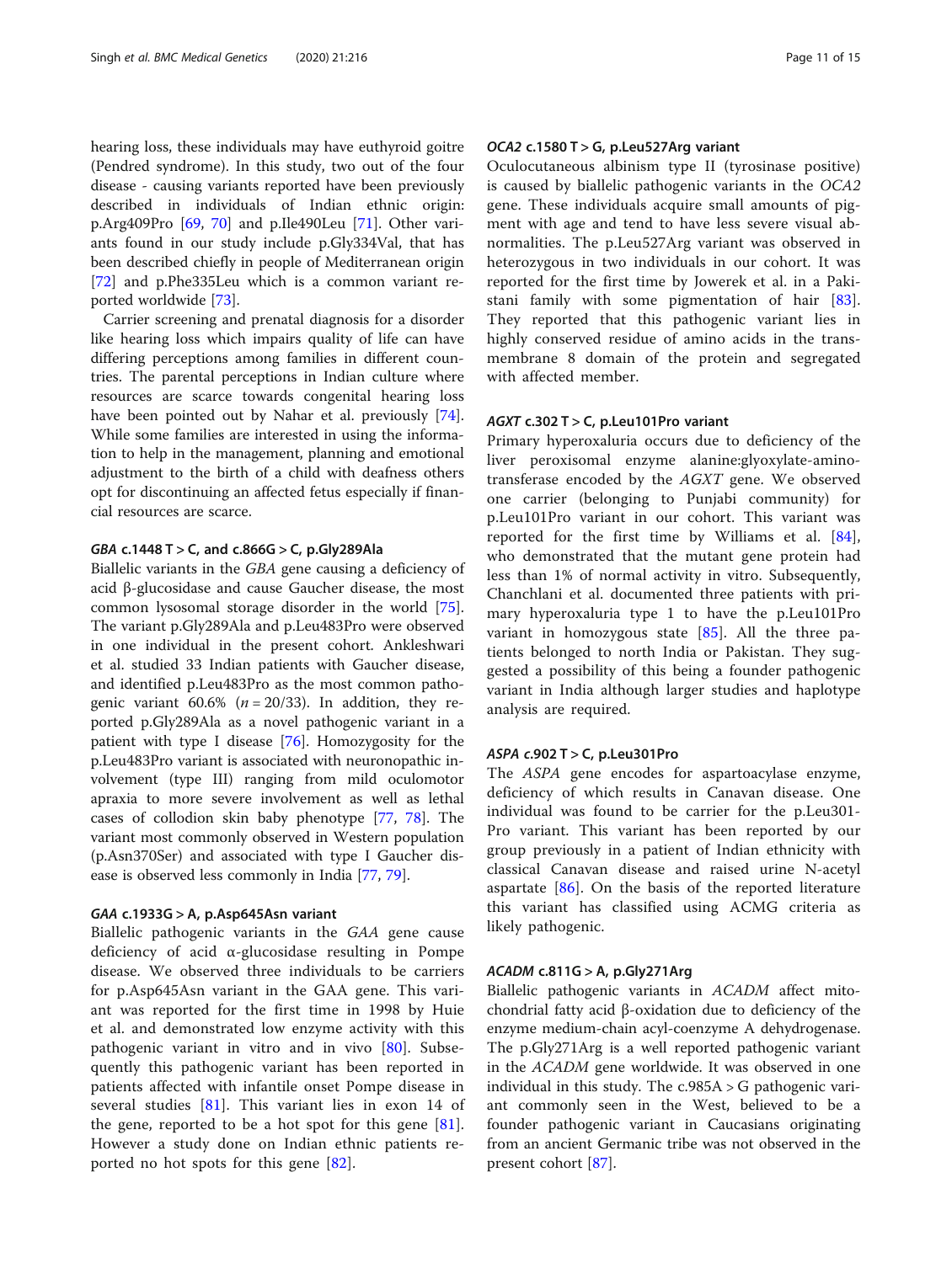hearing loss, these individuals may have euthyroid goitre (Pendred syndrome). In this study, two out of the four disease - causing variants reported have been previously described in individuals of Indian ethnic origin: p.Arg409Pro [69, 70] and p.Ile490Leu [71]. Other variants found in our study include p.Gly334Val, that has been described chiefly in people of Mediterranean origin [72] and p.Phe335Leu which is a common variant reported worldwide [73].

Carrier screening and prenatal diagnosis for a disorder like hearing loss which impairs quality of life can have differing perceptions among families in different countries. The parental perceptions in Indian culture where resources are scarce towards congenital hearing loss have been pointed out by Nahar et al. previously [74]. While some families are interested in using the information to help in the management, planning and emotional adjustment to the birth of a child with deafness others opt for discontinuing an affected fetus especially if financial resources are scarce.

### *GBA* c.1448 T > C, and c.866G > C, p.Gly289Ala

Biallelic variants in the *GBA* gene causing a deficiency of acid β-glucosidase and cause Gaucher disease, the most common lysosomal storage disorder in the world [75]. The variant p.Gly289Ala and p.Leu483Pro were observed in one individual in the present cohort. Ankleshwari et al. studied 33 Indian patients with Gaucher disease, and identified p.Leu483Pro as the most common pathogenic variant 60.6% ($n = 20/33$). In addition, they reported p.Gly289Ala as a novel pathogenic variant in a patient with type I disease [76]. Homozygosity for the p.Leu483Pro variant is associated with neuronopathic involvement (type III) ranging from mild oculomotor apraxia to more severe involvement as well as lethal cases of collodion skin baby phenotype [77, 78]. The variant most commonly observed in Western population (p.Asn370Ser) and associated with type I Gaucher disease is observed less commonly in India [77, 79].

### *GAA* c.1933G > A, p.Asp645Asn variant

Biallelic pathogenic variants in the *GAA* gene cause deficiency of acid α-glucosidase resulting in Pompe disease. We observed three individuals to be carriers for p.Asp645Asn variant in the GAA gene. This variant was reported for the first time in 1998 by Huie et al. and demonstrated low enzyme activity with this pathogenic variant in vitro and in vivo [80]. Subsequently this pathogenic variant has been reported in patients affected with infantile onset Pompe disease in several studies [81]. This variant lies in exon 14 of the gene, reported to be a hot spot for this gene [81]. However a study done on Indian ethnic patients reported no hot spots for this gene [82].

### *OCA2* c.1580 T > G, p.Leu527Arg variant

Oculocutaneous albinism type II (tyrosinase positive) is caused by biallelic pathogenic variants in the *OCA2* gene. These individuals acquire small amounts of pigment with age and tend to have less severe visual abnormalities. The p.Leu527Arg variant was observed in heterozygous in two individuals in our cohort. It was reported for the first time by Jowerek et al. in a Pakistani family with some pigmentation of hair [83]. They reported that this pathogenic variant lies in highly conserved residue of amino acids in the transmembrane 8 domain of the protein and segregated with affected member.

### *AGXT* c.302 T > C, p.Leu101Pro variant

Primary hyperoxaluria occurs due to deficiency of the liver peroxisomal enzyme alanine:glyoxylate-aminotransferase encoded by the *AGXT* gene. We observed one carrier (belonging to Punjabi community) for p.Leu101Pro variant in our cohort. This variant was reported for the first time by Williams et al. [84], who demonstrated that the mutant gene protein had less than 1% of normal activity in vitro. Subsequently, Chanchlani et al. documented three patients with primary hyperoxaluria type 1 to have the p.Leu101Pro variant in homozygous state [85]. All the three patients belonged to north India or Pakistan. They suggested a possibility of this being a founder pathogenic variant in India although larger studies and haplotype analysis are required.

### *ASPA c*.902 T > C, p.Leu301Pro

The *ASPA* gene encodes for aspartoacylase enzyme, deficiency of which results in Canavan disease. One individual was found to be carrier for the p.Leu301-Pro variant. This variant has been reported by our group previously in a patient of Indian ethnicity with classical Canavan disease and raised urine N-acetyl aspartate [86]. On the basis of the reported literature this variant has classified using ACMG criteria as likely pathogenic.

### *ACADM* c.811G > A, p.Gly271Arg

Biallelic pathogenic variants in *ACADM* affect mitochondrial fatty acid β-oxidation due to deficiency of the enzyme medium-chain acyl-coenzyme A dehydrogenase. The p.Gly271Arg is a well reported pathogenic variant in the *ACADM* gene worldwide. It was observed in one individual in this study. The c.985A > G pathogenic variant commonly seen in the West, believed to be a founder pathogenic variant in Caucasians originating from an ancient Germanic tribe was not observed in the present cohort [87].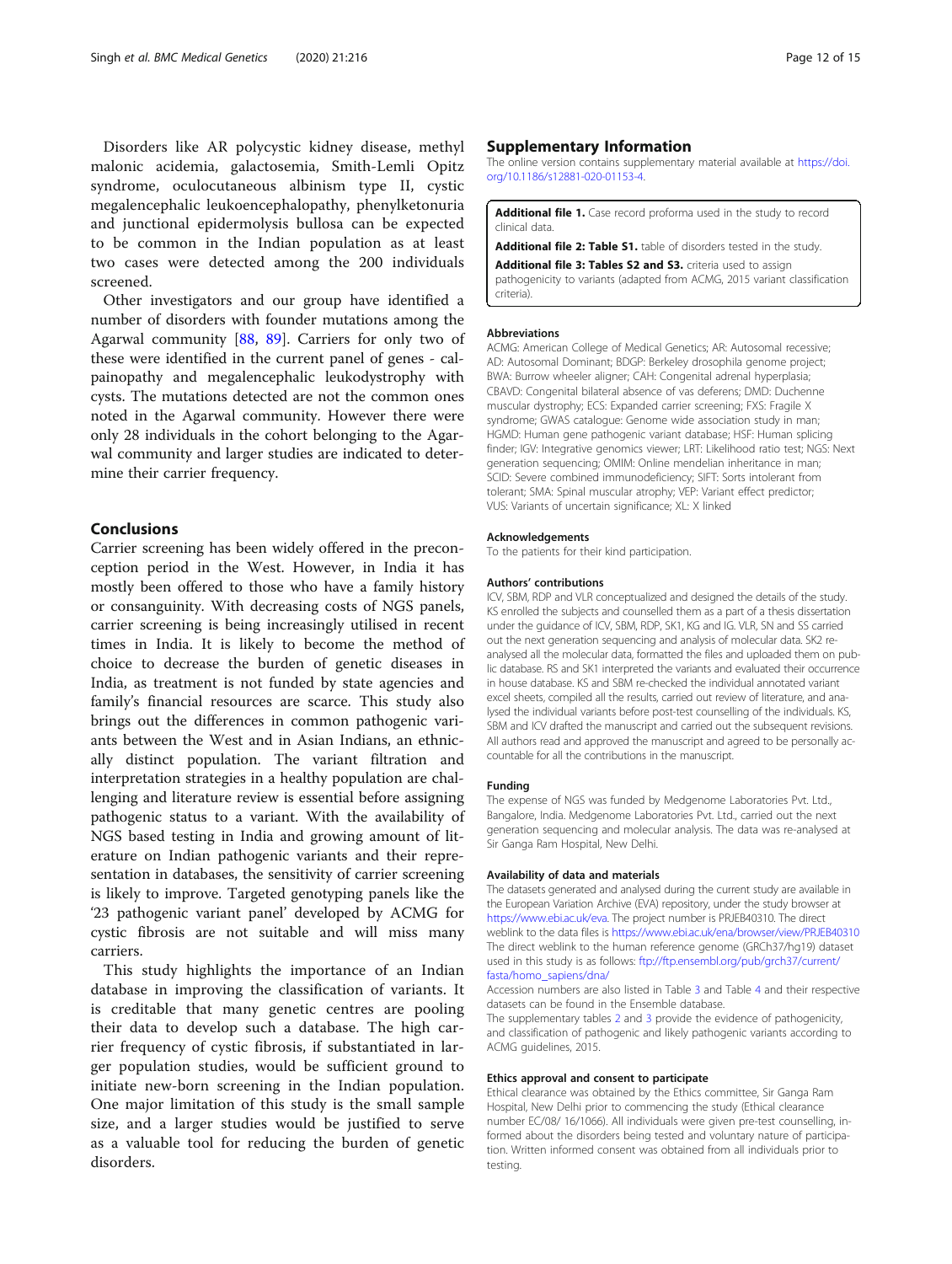Disorders like AR polycystic kidney disease, methyl malonic acidemia, galactosemia, Smith-Lemli Opitz syndrome, oculocutaneous albinism type II, cystic megalencephalic leukoencephalopathy, phenylketonuria and junctional epidermolysis bullosa can be expected to be common in the Indian population as at least two cases were detected among the 200 individuals screened.

Other investigators and our group have identified a number of disorders with founder mutations among the Agarwal community [88, 89]. Carriers for only two of these were identified in the current panel of genes - calpainopathy and megalencephalic leukodystrophy with cysts. The mutations detected are not the common ones noted in the Agarwal community. However there were only 28 individuals in the cohort belonging to the Agarwal community and larger studies are indicated to determine their carrier frequency.

## Conclusions

Carrier screening has been widely offered in the preconception period in the West. However, in India it has mostly been offered to those who have a family history or consanguinity. With decreasing costs of NGS panels, carrier screening is being increasingly utilised in recent times in India. It is likely to become the method of choice to decrease the burden of genetic diseases in India, as treatment is not funded by state agencies and family's financial resources are scarce. This study also brings out the differences in common pathogenic variants between the West and in Asian Indians, an ethnically distinct population. The variant filtration and interpretation strategies in a healthy population are challenging and literature review is essential before assigning pathogenic status to a variant. With the availability of NGS based testing in India and growing amount of literature on Indian pathogenic variants and their representation in databases, the sensitivity of carrier screening is likely to improve. Targeted genotyping panels like the '23 pathogenic variant panel' developed by ACMG for cystic fibrosis are not suitable and will miss many carriers.

This study highlights the importance of an Indian database in improving the classification of variants. It is creditable that many genetic centres are pooling their data to develop such a database. The high carrier frequency of cystic fibrosis, if substantiated in larger population studies, would be sufficient ground to initiate new-born screening in the Indian population. One major limitation of this study is the small sample size, and a larger studies would be justified to serve as a valuable tool for reducing the burden of genetic disorders.

## Supplementary Information

The online version contains supplementary material available at https://doi.org/10.1186/s12881-020-01153-4.

**Additional file 1.** Case record proforma used in the study to record clinical data.

**Additional file 2: Table S1.** table of disorders tested in the study.

**Additional file 3: Tables S2 and S3.** criteria used to assign pathogenicity to variants (adapted from ACMG, 2015 variant classification criteria).

### Abbreviations

ACMG: American College of Medical Genetics; AR: Autosomal recessive; AD: Autosomal Dominant; BDGP: Berkeley drosophila genome project; BWA: Burrow wheeler aligner; CAH: Congenital adrenal hyperplasia; CBAVD: Congenital bilateral absence of vas deferens; DMD: Duchenne muscular dystrophy; ECS: Expanded carrier screening; FXS: Fragile X syndrome; GWAS catalogue: Genome wide association study in man; HGMD: Human gene pathogenic variant database; HSF: Human splicing finder; IGV: Integrative genomics viewer; LRT: Likelihood ratio test; NGS: Next generation sequencing; OMIM: Online mendelian inheritance in man; SCID: Severe combined immunodeficiency; SIFT: Sorts intolerant from tolerant; SMA: Spinal muscular atrophy; VEP: Variant effect predictor; VUS: Variants of uncertain significance; XL: X linked

### Acknowledgements

To the patients for their kind participation.

### Authors' contributions

ICV, SBM, RDP and VLR conceptualized and designed the details of the study. KS enrolled the subjects and counselled them as a part of a thesis dissertation under the guidance of ICV, SBM, RDP, SK1, KG and IG. VLR, SN and SS carried out the next generation sequencing and analysis of molecular data. SK2 re-analysed all the molecular data, formatted the files and uploaded them on public database. RS and SK1 interpreted the variants and evaluated their occurrence in house database. KS and SBM re-checked the individual annotated variant excel sheets, compiled all the results, carried out review of literature, and analysed the individual variants before post-test counselling of the individuals. KS, SBM and ICV drafted the manuscript and carried out the subsequent revisions. All authors read and approved the manuscript and agreed to be personally accountable for all the contributions in the manuscript.

### Funding

The expense of NGS was funded by Medgenome Laboratories Pvt. Ltd., Bangalore, India. Medgenome Laboratories Pvt. Ltd., carried out the next generation sequencing and molecular analysis. The data was re-analysed at Sir Ganga Ram Hospital, New Delhi.

### Availability of data and materials

The datasets generated and analysed during the current study are available in the European Variation Archive (EVA) repository, under the study browser at https://www.ebi.ac.uk/eva. The project number is PRJEB40310. The direct weblink to the data files is https://www.ebi.ac.uk/ena/browser/view/PRJEB40310 The direct weblink to the human reference genome (GRCh37/hg19) dataset used in this study is as follows: ftp://ftp.ensembl.org/pub/grch37/current/fasta/homo_sapiens/dna/

Accession numbers are also listed in Table 3 and Table 4 and their respective datasets can be found in the Ensemble database.

The supplementary tables 2 and 3 provide the evidence of pathogenicity, and classification of pathogenic and likely pathogenic variants according to ACMG guidelines, 2015.

### Ethics approval and consent to participate

Ethical clearance was obtained by the Ethics committee, Sir Ganga Ram Hospital, New Delhi prior to commencing the study (Ethical clearance number EC/08/ 16/1066). All individuals were given pre-test counselling, informed about the disorders being tested and voluntary nature of participation. Written informed consent was obtained from all individuals prior to testing.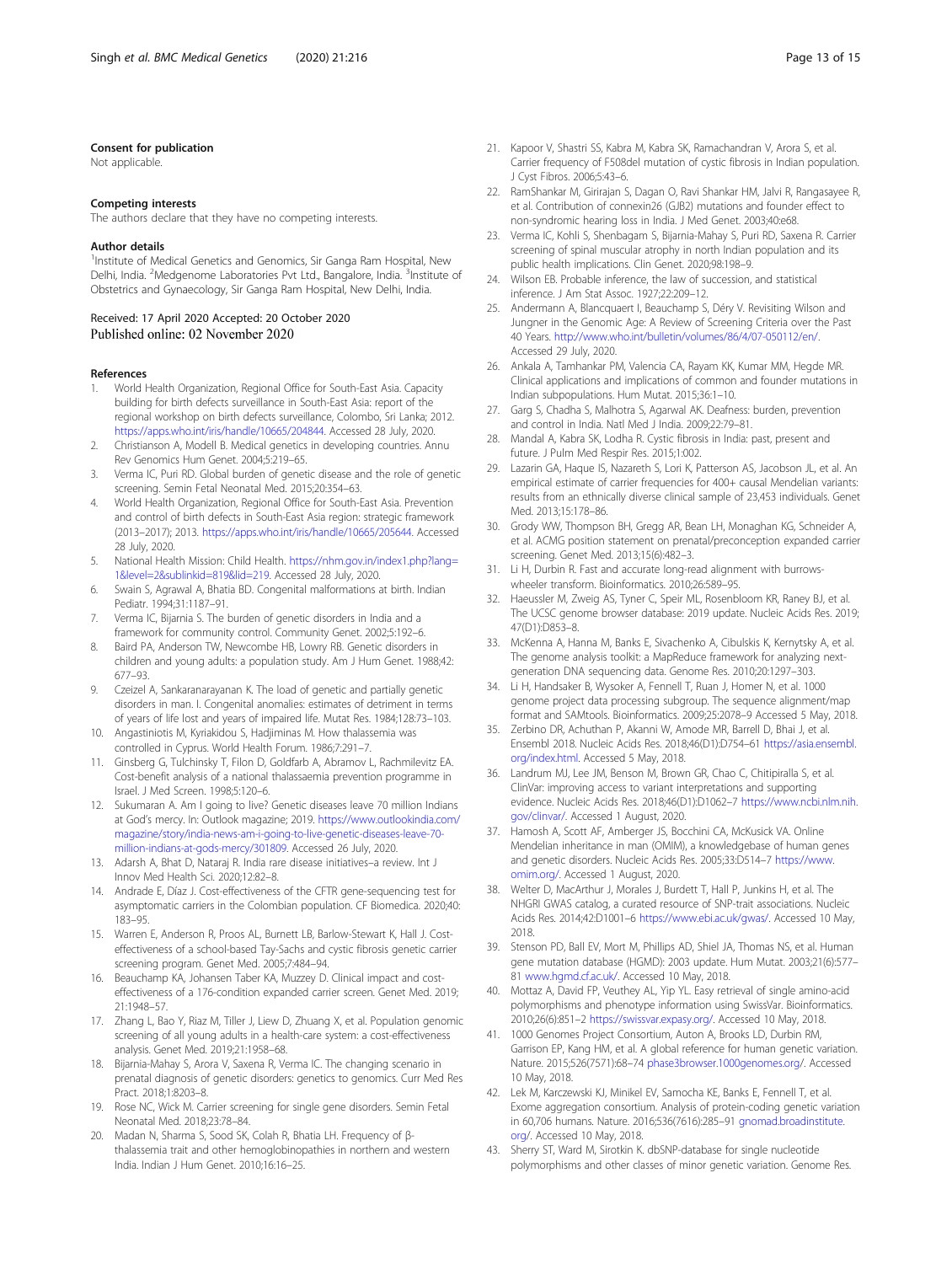### Consent for publication

Not applicable.

### Competing interests

The authors declare that they have no competing interests.

### Author details

[1]Institute of Medical Genetics and Genomics, Sir Ganga Ram Hospital, New Delhi, India. [2]Medgenome Laboratories Pvt Ltd., Bangalore, India. [3]Institute of Obstetrics and Gynaecology, Sir Ganga Ram Hospital, New Delhi, India.

Received: 17 April 2020 Accepted: 20 October 2020
Published online: 02 November 2020

### References

1. World Health Organization, Regional Office for South-East Asia. Capacity building for birth defects surveillance in South-East Asia: report of the regional workshop on birth defects surveillance, Colombo, Sri Lanka; 2012. https://apps.who.int/iris/handle/10665/204844. Accessed 28 July, 2020.
2. Christianson A, Modell B. Medical genetics in developing countries. Annu Rev Genomics Hum Genet. 2004;5:219–65.
3. Verma IC, Puri RD. Global burden of genetic disease and the role of genetic screening. Semin Fetal Neonatal Med. 2015;20:354–63.
4. World Health Organization, Regional Office for South-East Asia. Prevention and control of birth defects in South-East Asia region: strategic framework (2013–2017); 2013. https://apps.who.int/iris/handle/10665/205644. Accessed 28 July, 2020.
5. National Health Mission: Child Health. https://nhm.gov.in/index1.php?lang=1&level=2&sublinkid=819&lid=219. Accessed 28 July, 2020.
6. Swain S, Agrawal A, Bhatia BD. Congenital malformations at birth. Indian Pediatr. 1994;31:1187–91.
7. Verma IC, Bijarnia S. The burden of genetic disorders in India and a framework for community control. Community Genet. 2002;5:192–6.
8. Baird PA, Anderson TW, Newcombe HB, Lowry RB. Genetic disorders in children and young adults: a population study. Am J Hum Genet. 1988;42:677–93.
9. Czeizel A, Sankaranarayanan K. The load of genetic and partially genetic disorders in man. I. Congenital anomalies: estimates of detriment in terms of years of life lost and years of impaired life. Mutat Res. 1984;128:73–103.
10. Angastiniotis M, Kyriakidou S, Hadjiminas M. How thalassemia was controlled in Cyprus. World Health Forum. 1986;7:291–7.
11. Ginsberg G, Tulchinsky T, Filon D, Goldfarb A, Abramov L, Rachmilevitz EA. Cost-benefit analysis of a national thalassaemia prevention programme in Israel. J Med Screen. 1998;5:120–6.
12. Sukumaran A. Am I going to live? Genetic diseases leave 70 million Indians at God's mercy. In: Outlook magazine; 2019. https://www.outlookindia.com/magazine/story/india-news-am-i-going-to-live-genetic-diseases-leave-70-million-indians-at-gods-mercy/301809. Accessed 26 July, 2020.
13. Adarsh A, Bhat D, Nataraj R. India rare disease initiatives–a review. Int J Innov Med Health Sci. 2020;12:82–8.
14. Andrade E, Díaz J. Cost-effectiveness of the CFTR gene-sequencing test for asymptomatic carriers in the Colombian population. CF Biomedica. 2020;40:183–95.
15. Warren E, Anderson R, Proos AL, Burnett LB, Barlow-Stewart K, Hall J. Cost-effectiveness of a school-based Tay-Sachs and cystic fibrosis genetic carrier screening program. Genet Med. 2005;7:484–94.
16. Beauchamp KA, Johansen Taber KA, Muzzey D. Clinical impact and cost-effectiveness of a 176-condition expanded carrier screen. Genet Med. 2019;21:1948–57.
17. Zhang L, Bao Y, Riaz M, Tiller J, Liew D, Zhuang X, et al. Population genomic screening of all young adults in a health-care system: a cost-effectiveness analysis. Genet Med. 2019;21:1958–68.
18. Bijarnia-Mahay S, Arora V, Saxena R, Verma IC. The changing scenario in prenatal diagnosis of genetic disorders: genetics to genomics. Curr Med Res Pract. 2018;1:8203–8.
19. Rose NC, Wick M. Carrier screening for single gene disorders. Semin Fetal Neonatal Med. 2018;23:78–84.
20. Madan N, Sharma S, Sood SK, Colah R, Bhatia LH. Frequency of β-thalassemia trait and other hemoglobinopathies in northern and western India. Indian J Hum Genet. 2010;16:16–25.
21. Kapoor V, Shastri SS, Kabra M, Kabra SK, Ramachandran V, Arora S, et al. Carrier frequency of F508del mutation of cystic fibrosis in Indian population. J Cyst Fibros. 2006;5:43–6.
22. RamShankar M, Girirajan S, Dagan O, Ravi Shankar HM, Jalvi R, Rangasayee R, et al. Contribution of connexin26 (GJB2) mutations and founder effect to non-syndromic hearing loss in India. J Med Genet. 2003;40:e68.
23. Verma IC, Kohli S, Shenbagam S, Bijarnia-Mahay S, Puri RD, Saxena R. Carrier screening of spinal muscular atrophy in north Indian population and its public health implications. Clin Genet. 2020;98:198–9.
24. Wilson EB. Probable inference, the law of succession, and statistical inference. J Am Stat Assoc. 1927;22:209–12.
25. Andermann A, Blancquaert I, Beauchamp S, Déry V. Revisiting Wilson and Jungner in the Genomic Age: A Review of Screening Criteria over the Past 40 Years. http://www.who.int/bulletin/volumes/86/4/07-050112/en/. Accessed 29 July, 2020.
26. Ankala A, Tamhankar PM, Valencia CA, Rayam KK, Kumar MM, Hegde MR. Clinical applications and implications of common and founder mutations in Indian subpopulations. Hum Mutat. 2015;36:1–10.
27. Garg S, Chadha S, Malhotra S, Agarwal AK. Deafness: burden, prevention and control in India. Natl Med J India. 2009;22:79–81.
28. Mandal A, Kabra SK, Lodha R. Cystic fibrosis in India: past, present and future. J Pulm Med Respir Res. 2015;1:002.
29. Lazarin GA, Haque IS, Nazareth S, Lori K, Patterson AS, Jacobson JL, et al. An empirical estimate of carrier frequencies for 400+ causal Mendelian variants: results from an ethnically diverse clinical sample of 23,453 individuals. Genet Med. 2013;15:178–86.
30. Grody WW, Thompson BH, Gregg AR, Bean LH, Monaghan KG, Schneider A, et al. ACMG position statement on prenatal/preconception expanded carrier screening. Genet Med. 2013;15(6):482–3.
31. Li H, Durbin R. Fast and accurate long-read alignment with burrows-wheeler transform. Bioinformatics. 2010;26:589–95.
32. Haeussler M, Zweig AS, Tyner C, Speir ML, Rosenbloom KR, Raney BJ, et al. The UCSC genome browser database: 2019 update. Nucleic Acids Res. 2019;47(D1):D853–8.
33. McKenna A, Hanna M, Banks E, Sivachenko A, Cibulskis K, Kernytsky A, et al. The genome analysis toolkit: a MapReduce framework for analyzing next-generation DNA sequencing data. Genome Res. 2010;20:1297–303.
34. Li H, Handsaker B, Wysoker A, Fennell T, Ruan J, Homer N, et al. 1000 genome project data processing subgroup. The sequence alignment/map format and SAMtools. Bioinformatics. 2009;25:2078–9 Accessed 5 May, 2018.
35. Zerbino DR, Achuthan P, Akanni W, Amode MR, Barrell D, Bhai J, et al. Ensembl 2018. Nucleic Acids Res. 2018;46(D1):D754–61 https://asia.ensembl.org/index.html. Accessed 5 May, 2018.
36. Landrum MJ, Lee JM, Benson M, Brown GR, Chao C, Chitipiralla S, et al. ClinVar: improving access to variant interpretations and supporting evidence. Nucleic Acids Res. 2018;46(D1):D1062–7 https://www.ncbi.nlm.nih.gov/clinvar/. Accessed 1 August, 2020.
37. Hamosh A, Scott AF, Amberger JS, Bocchini CA, McKusick VA. Online Mendelian inheritance in man (OMIM), a knowledgebase of human genes and genetic disorders. Nucleic Acids Res. 2005;33:D514–7 https://www.omim.org/. Accessed 1 August, 2020.
38. Welter D, MacArthur J, Morales J, Burdett T, Hall P, Junkins H, et al. The NHGRI GWAS catalog, a curated resource of SNP-trait associations. Nucleic Acids Res. 2014;42:D1001–6 https://www.ebi.ac.uk/gwas/. Accessed 10 May, 2018.
39. Stenson PD, Ball EV, Mort M, Phillips AD, Shiel JA, Thomas NS, et al. Human gene mutation database (HGMD): 2003 update. Hum Mutat. 2003;21(6):577–81 www.hgmd.cf.ac.uk/. Accessed 10 May, 2018.
40. Mottaz A, David FP, Veuthey AL, Yip YL. Easy retrieval of single amino-acid polymorphisms and phenotype information using SwissVar. Bioinformatics. 2010;26(6):851–2 https://swissvar.expasy.org/. Accessed 10 May, 2018.
41. 1000 Genomes Project Consortium, Auton A, Brooks LD, Durbin RM, Garrison EP, Kang HM, et al. A global reference for human genetic variation. Nature. 2015;526(7571):68–74 phase3browser.1000genomes.org/. Accessed 10 May, 2018.
42. Lek M, Karczewski KJ, Minikel EV, Samocha KE, Banks E, Fennell T, et al. Exome aggregation consortium. Analysis of protein-coding genetic variation in 60,706 humans. Nature. 2016;536(7616):285–91 gnomad.broadinstitute.org/. Accessed 10 May, 2018.
43. Sherry ST, Ward M, Sirotkin K. dbSNP-database for single nucleotide polymorphisms and other classes of minor genetic variation. Genome Res.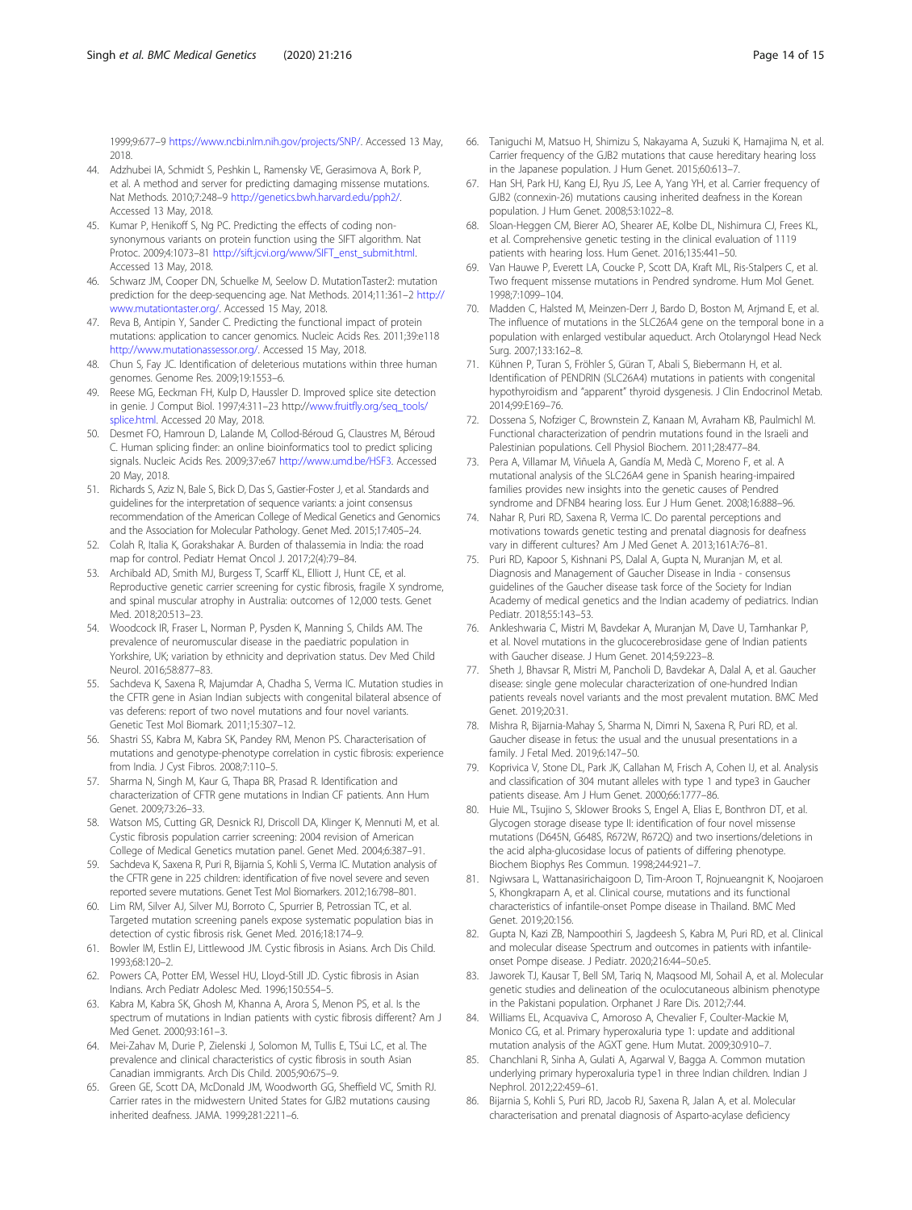1999;9:677–9 https://www.ncbi.nlm.nih.gov/projects/SNP/. Accessed 13 May, 2018.

44. Adzhubei IA, Schmidt S, Peshkin L, Ramensky VE, Gerasimova A, Bork P, et al. A method and server for predicting damaging missense mutations. Nat Methods. 2010;7:248–9 http://genetics.bwh.harvard.edu/pph2/. Accessed 13 May, 2018.
45. Kumar P, Henikoff S, Ng PC. Predicting the effects of coding non-synonymous variants on protein function using the SIFT algorithm. Nat Protoc. 2009;4:1073–81 http://sift.jcvi.org/www/SIFT_enst_submit.html. Accessed 13 May, 2018.
46. Schwarz JM, Cooper DN, Schuelke M, Seelow D. MutationTaster2: mutation prediction for the deep-sequencing age. Nat Methods. 2014;11:361–2 http://www.mutationtaster.org/. Accessed 15 May, 2018.
47. Reva B, Antipin Y, Sander C. Predicting the functional impact of protein mutations: application to cancer genomics. Nucleic Acids Res. 2011;39:e118 http://www.mutationassessor.org/. Accessed 15 May, 2018.
48. Chun S, Fay JC. Identification of deleterious mutations within three human genomes. Genome Res. 2009;19:1553–6.
49. Reese MG, Eeckman FH, Kulp D, Haussler D. Improved splice site detection in genie. J Comput Biol. 1997;4:311–23 http://www.fruitfly.org/seq_tools/splice.html. Accessed 20 May, 2018.
50. Desmet FO, Hamroun D, Lalande M, Collod-Béroud G, Claustres M, Béroud C. Human splicing finder: an online bioinformatics tool to predict splicing signals. Nucleic Acids Res. 2009;37:e67 http://www.umd.be/HSF3. Accessed 20 May, 2018.
51. Richards S, Aziz N, Bale S, Bick D, Das S, Gastier-Foster J, et al. Standards and guidelines for the interpretation of sequence variants: a joint consensus recommendation of the American College of Medical Genetics and Genomics and the Association for Molecular Pathology. Genet Med. 2015;17:405–24.
52. Colah R, Italia K, Gorakshakar A. Burden of thalassemia in India: the road map for control. Pediatr Hemat Oncol J. 2017;2(4):79–84.
53. Archibald AD, Smith MJ, Burgess T, Scarff KL, Elliott J, Hunt CE, et al. Reproductive genetic carrier screening for cystic fibrosis, fragile X syndrome, and spinal muscular atrophy in Australia: outcomes of 12,000 tests. Genet Med. 2018;20:513–23.
54. Woodcock IR, Fraser L, Norman P, Pysden K, Manning S, Childs AM. The prevalence of neuromuscular disease in the paediatric population in Yorkshire, UK; variation by ethnicity and deprivation status. Dev Med Child Neurol. 2016;58:877–83.
55. Sachdeva K, Saxena R, Majumdar A, Chadha S, Verma IC. Mutation studies in the CFTR gene in Asian Indian subjects with congenital bilateral absence of vas deferens: report of two novel mutations and four novel variants. Genetic Test Mol Biomark. 2011;15:307–12.
56. Shastri SS, Kabra M, Kabra SK, Pandey RM, Menon PS. Characterisation of mutations and genotype-phenotype correlation in cystic fibrosis: experience from India. J Cyst Fibros. 2008;7:110–5.
57. Sharma N, Singh M, Kaur G, Thapa BR, Prasad R. Identification and characterization of CFTR gene mutations in Indian CF patients. Ann Hum Genet. 2009;73:26–33.
58. Watson MS, Cutting GR, Desnick RJ, Driscoll DA, Klinger K, Mennuti M, et al. Cystic fibrosis population carrier screening: 2004 revision of American College of Medical Genetics mutation panel. Genet Med. 2004;6:387–91.
59. Sachdeva K, Saxena R, Puri R, Bijarnia S, Kohli S, Verma IC. Mutation analysis of the CFTR gene in 225 children: identification of five novel severe and seven reported severe mutations. Genet Test Mol Biomarkers. 2012;16:798–801.
60. Lim RM, Silver AJ, Silver MJ, Borroto C, Spurrier B, Petrossian TC, et al. Targeted mutation screening panels expose systematic population bias in detection of cystic fibrosis risk. Genet Med. 2016;18:174–9.
61. Bowler IM, Estlin EJ, Littlewood JM. Cystic fibrosis in Asians. Arch Dis Child. 1993;68:120–2.
62. Powers CA, Potter EM, Wessel HU, Lloyd-Still JD. Cystic fibrosis in Asian Indians. Arch Pediatr Adolesc Med. 1996;150:554–5.
63. Kabra M, Kabra SK, Ghosh M, Khanna A, Arora S, Menon PS, et al. Is the spectrum of mutations in Indian patients with cystic fibrosis different? Am J Med Genet. 2000;93:161–3.
64. Mei-Zahav M, Durie P, Zielenski J, Solomon M, Tullis E, TSui LC, et al. The prevalence and clinical characteristics of cystic fibrosis in south Asian Canadian immigrants. Arch Dis Child. 2005;90:675–9.
65. Green GE, Scott DA, McDonald JM, Woodworth GG, Sheffield VC, Smith RJ. Carrier rates in the midwestern United States for GJB2 mutations causing inherited deafness. JAMA. 1999;281:2211–6.
66. Taniguchi M, Matsuo H, Shimizu S, Nakayama A, Suzuki K, Hamajima N, et al. Carrier frequency of the GJB2 mutations that cause hereditary hearing loss in the Japanese population. J Hum Genet. 2015;60:613–7.
67. Han SH, Park HJ, Kang EJ, Ryu JS, Lee A, Yang YH, et al. Carrier frequency of GJB2 (connexin-26) mutations causing inherited deafness in the Korean population. J Hum Genet. 2008;53:1022–8.
68. Sloan-Heggen CM, Bierer AO, Shearer AE, Kolbe DL, Nishimura CJ, Frees KL, et al. Comprehensive genetic testing in the clinical evaluation of 1119 patients with hearing loss. Hum Genet. 2016;135:441–50.
69. Van Hauwe P, Everett LA, Coucke P, Scott DA, Kraft ML, Ris-Stalpers C, et al. Two frequent missense mutations in Pendred syndrome. Hum Mol Genet. 1998;7:1099–104.
70. Madden C, Halsted M, Meinzen-Derr J, Bardo D, Boston M, Arjmand E, et al. The influence of mutations in the SLC26A4 gene on the temporal bone in a population with enlarged vestibular aqueduct. Arch Otolaryngol Head Neck Surg. 2007;133:162–8.
71. Kühnen P, Turan S, Fröhler S, Güran T, Abali S, Biebermann H, et al. Identification of PENDRIN (SLC26A4) mutations in patients with congenital hypothyroidism and "apparent" thyroid dysgenesis. J Clin Endocrinol Metab. 2014;99:E169–76.
72. Dossena S, Nofziger C, Brownstein Z, Kanaan M, Avraham KB, Paulmichl M. Functional characterization of pendrin mutations found in the Israeli and Palestinian populations. Cell Physiol Biochem. 2011;28:477–84.
73. Pera A, Villamar M, Viñuela A, Gandía M, Medà C, Moreno F, et al. A mutational analysis of the SLC26A4 gene in Spanish hearing-impaired families provides new insights into the genetic causes of Pendred syndrome and DFNB4 hearing loss. Eur J Hum Genet. 2008;16:888–96.
74. Nahar R, Puri RD, Saxena R, Verma IC. Do parental perceptions and motivations towards genetic testing and prenatal diagnosis for deafness vary in different cultures? Am J Med Genet A. 2013;161A:76–81.
75. Puri RD, Kapoor S, Kishnani PS, Dalal A, Gupta N, Muranjan M, et al. Diagnosis and Management of Gaucher Disease in India - consensus guidelines of the Gaucher disease task force of the Society for Indian Academy of medical genetics and the Indian academy of pediatrics. Indian Pediatr. 2018;55:143–53.
76. Ankleshwaria C, Mistri M, Bavdekar A, Muranjan M, Dave U, Tamhankar P, et al. Novel mutations in the glucocerebrosidase gene of Indian patients with Gaucher disease. J Hum Genet. 2014;59:223–8.
77. Sheth J, Bhavsar R, Mistri M, Pancholi D, Bavdekar A, Dalal A, et al. Gaucher disease: single gene molecular characterization of one-hundred Indian patients reveals novel variants and the most prevalent mutation. BMC Med Genet. 2019;20:31.
78. Mishra R, Bijarnia-Mahay S, Sharma N, Dimri N, Saxena R, Puri RD, et al. Gaucher disease in fetus: the usual and the unusual presentations in a family. J Fetal Med. 2019;6:147–50.
79. Koprivica V, Stone DL, Park JK, Callahan M, Frisch A, Cohen IJ, et al. Analysis and classification of 304 mutant alleles with type 1 and type3 in Gaucher patients disease. Am J Hum Genet. 2000;66:1777–86.
80. Huie ML, Tsujino S, Sklower Brooks S, Engel A, Elias E, Bonthron DT, et al. Glycogen storage disease type II: identification of four novel missense mutations (D645N, G648S, R672W, R672Q) and two insertions/deletions in the acid alpha-glucosidase locus of patients of differing phenotype. Biochem Biophys Res Commun. 1998;244:921–7.
81. Ngiwsara L, Wattanasirichaigoon D, Tim-Aroon T, Rojnueangnit K, Noojaroen S, Khongkraparn A, et al. Clinical course, mutations and its functional characteristics of infantile-onset Pompe disease in Thailand. BMC Med Genet. 2019;20:156.
82. Gupta N, Kazi ZB, Nampoothiri S, Jagdeesh S, Kabra M, Puri RD, et al. Clinical and molecular disease Spectrum and outcomes in patients with infantile-onset Pompe disease. J Pediatr. 2020;216:44–50.e5.
83. Jaworek TJ, Kausar T, Bell SM, Tariq N, Maqsood MI, Sohail A, et al. Molecular genetic studies and delineation of the oculocutaneous albinism phenotype in the Pakistani population. Orphanet J Rare Dis. 2012;7:44.
84. Williams EL, Acquaviva C, Amoroso A, Chevalier F, Coulter-Mackie M, Monico CG, et al. Primary hyperoxaluria type 1: update and additional mutation analysis of the AGXT gene. Hum Mutat. 2009;30:910–7.
85. Chanchlani R, Sinha A, Gulati A, Agarwal V, Bagga A. Common mutation underlying primary hyperoxaluria type1 in three Indian children. Indian J Nephrol. 2012;22:459–61.
86. Bijarnia S, Kohli S, Puri RD, Jacob RJ, Saxena R, Jalan A, et al. Molecular characterisation and prenatal diagnosis of Asparto-acylase deficiency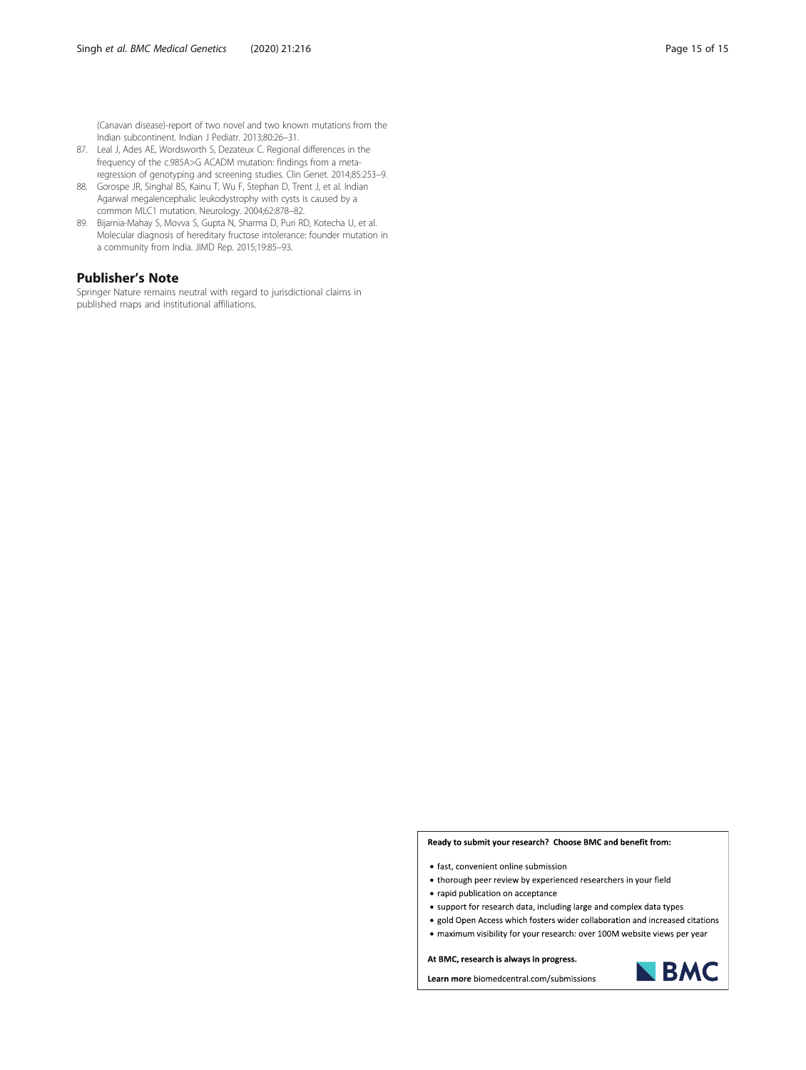(Canavan disease)-report of two novel and two known mutations from the Indian subcontinent. Indian J Pediatr. 2013;80:26–31.

87. Leal J, Ades AE, Wordsworth S, Dezateux C. Regional differences in the frequency of the c.985A>G ACADM mutation: findings from a meta-regression of genotyping and screening studies. Clin Genet. 2014;85:253–9.
88. Gorospe JR, Singhal BS, Kainu T, Wu F, Stephan D, Trent J, et al. Indian Agarwal megalencephalic leukodystrophy with cysts is caused by a common MLC1 mutation. Neurology. 2004;62:878–82.
89. Bijarnia-Mahay S, Movva S, Gupta N, Sharma D, Puri RD, Kotecha U, et al. Molecular diagnosis of hereditary fructose intolerance: founder mutation in a community from India. JIMD Rep. 2015;19:85–93.

## Publisher's Note

Springer Nature remains neutral with regard to jurisdictional claims in published maps and institutional affiliations.

**Ready to submit your research? Choose BMC and benefit from:**

- fast, convenient online submission
- thorough peer review by experienced researchers in your field
- rapid publication on acceptance
- support for research data, including large and complex data types
- gold Open Access which fosters wider collaboration and increased citations
- maximum visibility for your research: over 100M website views per year

**At BMC, research is always in progress.**

**Learn more** biomedcentral.com/submissions

BMC